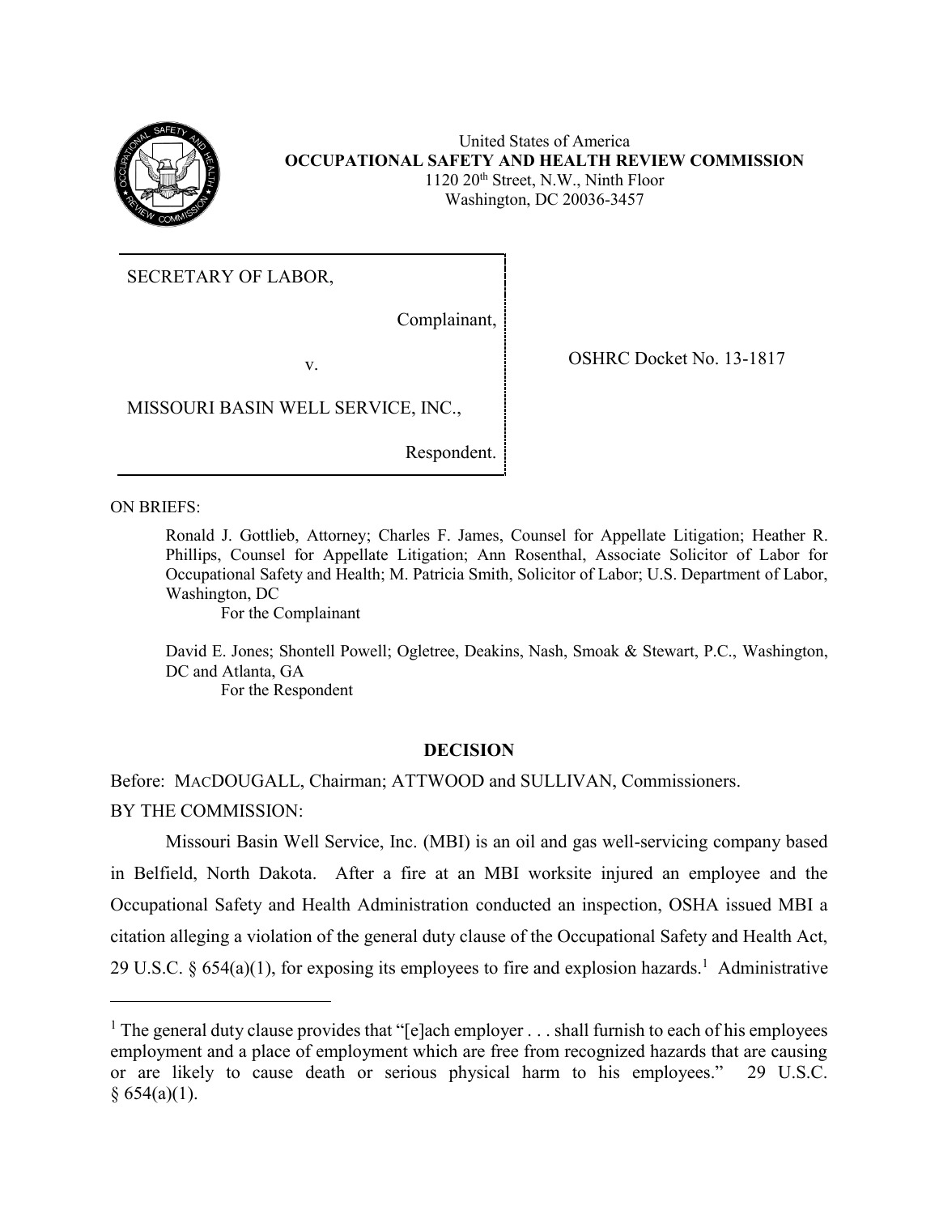United States of America
**OCCUPATIONAL SAFETY AND HEALTH REVIEW COMMISSION**
1120 20th Street, N.W., Ninth Floor
Washington, DC 20036-3457

| | |
|---|---|
| SECRETARY OF LABOR,<br><br>Complainant,<br><br>v.<br><br>MISSOURI BASIN WELL SERVICE, INC.,<br><br>Respondent. | OSHRC Docket No. 13-1817 |

ON BRIEFS:

Ronald J. Gottlieb, Attorney; Charles F. James, Counsel for Appellate Litigation; Heather R. Phillips, Counsel for Appellate Litigation; Ann Rosenthal, Associate Solicitor of Labor for Occupational Safety and Health; M. Patricia Smith, Solicitor of Labor; U.S. Department of Labor, Washington, DC
For the Complainant

David E. Jones; Shontell Powell; Ogletree, Deakins, Nash, Smoak & Stewart, P.C., Washington, DC and Atlanta, GA
For the Respondent

## DECISION

Before: MACDOUGALL, Chairman; ATTWOOD and SULLIVAN, Commissioners.

BY THE COMMISSION:

Missouri Basin Well Service, Inc. (MBI) is an oil and gas well-servicing company based in Belfield, North Dakota. After a fire at an MBI worksite injured an employee and the Occupational Safety and Health Administration conducted an inspection, OSHA issued MBI a citation alleging a violation of the general duty clause of the Occupational Safety and Health Act, 29 U.S.C. § 654(a)(1), for exposing its employees to fire and explosion hazards.[1] Administrative

[1] The general duty clause provides that "[e]ach employer . . . shall furnish to each of his employees employment and a place of employment which are free from recognized hazards that are causing or are likely to cause death or serious physical harm to his employees." 29 U.S.C. § 654(a)(1).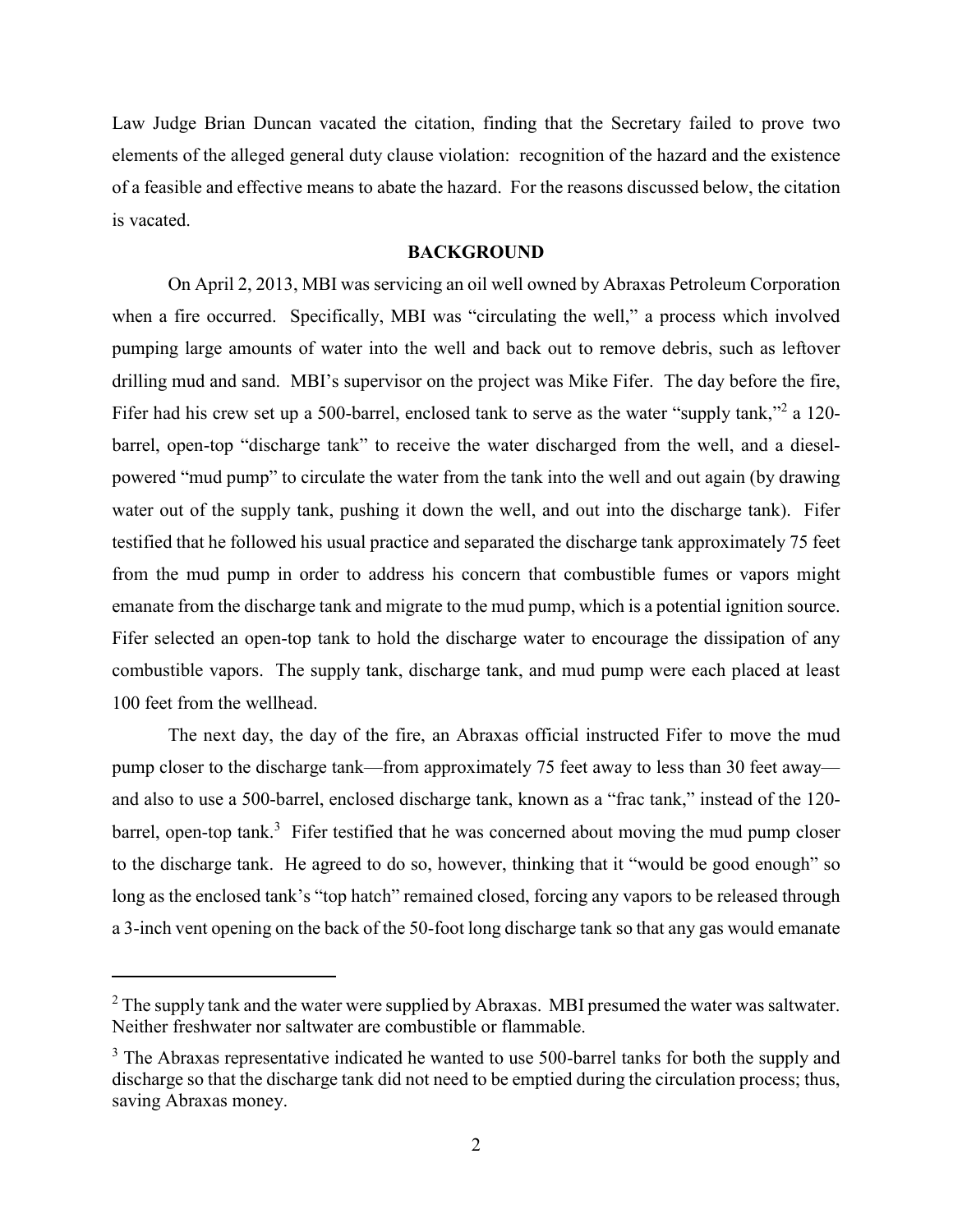Law Judge Brian Duncan vacated the citation, finding that the Secretary failed to prove two elements of the alleged general duty clause violation: recognition of the hazard and the existence of a feasible and effective means to abate the hazard. For the reasons discussed below, the citation is vacated.

## BACKGROUND

On April 2, 2013, MBI was servicing an oil well owned by Abraxas Petroleum Corporation when a fire occurred. Specifically, MBI was "circulating the well," a process which involved pumping large amounts of water into the well and back out to remove debris, such as leftover drilling mud and sand. MBI's supervisor on the project was Mike Fifer. The day before the fire, Fifer had his crew set up a 500-barrel, enclosed tank to serve as the water "supply tank,"[2] a 120-barrel, open-top "discharge tank" to receive the water discharged from the well, and a diesel-powered "mud pump" to circulate the water from the tank into the well and out again (by drawing water out of the supply tank, pushing it down the well, and out into the discharge tank). Fifer testified that he followed his usual practice and separated the discharge tank approximately 75 feet from the mud pump in order to address his concern that combustible fumes or vapors might emanate from the discharge tank and migrate to the mud pump, which is a potential ignition source. Fifer selected an open-top tank to hold the discharge water to encourage the dissipation of any combustible vapors. The supply tank, discharge tank, and mud pump were each placed at least 100 feet from the wellhead.

The next day, the day of the fire, an Abraxas official instructed Fifer to move the mud pump closer to the discharge tank—from approximately 75 feet away to less than 30 feet away—and also to use a 500-barrel, enclosed discharge tank, known as a "frac tank," instead of the 120-barrel, open-top tank.[3] Fifer testified that he was concerned about moving the mud pump closer to the discharge tank. He agreed to do so, however, thinking that it "would be good enough" so long as the enclosed tank's "top hatch" remained closed, forcing any vapors to be released through a 3-inch vent opening on the back of the 50-foot long discharge tank so that any gas would emanate

---

[2] The supply tank and the water were supplied by Abraxas. MBI presumed the water was saltwater. Neither freshwater nor saltwater are combustible or flammable.

[3] The Abraxas representative indicated he wanted to use 500-barrel tanks for both the supply and discharge so that the discharge tank did not need to be emptied during the circulation process; thus, saving Abraxas money.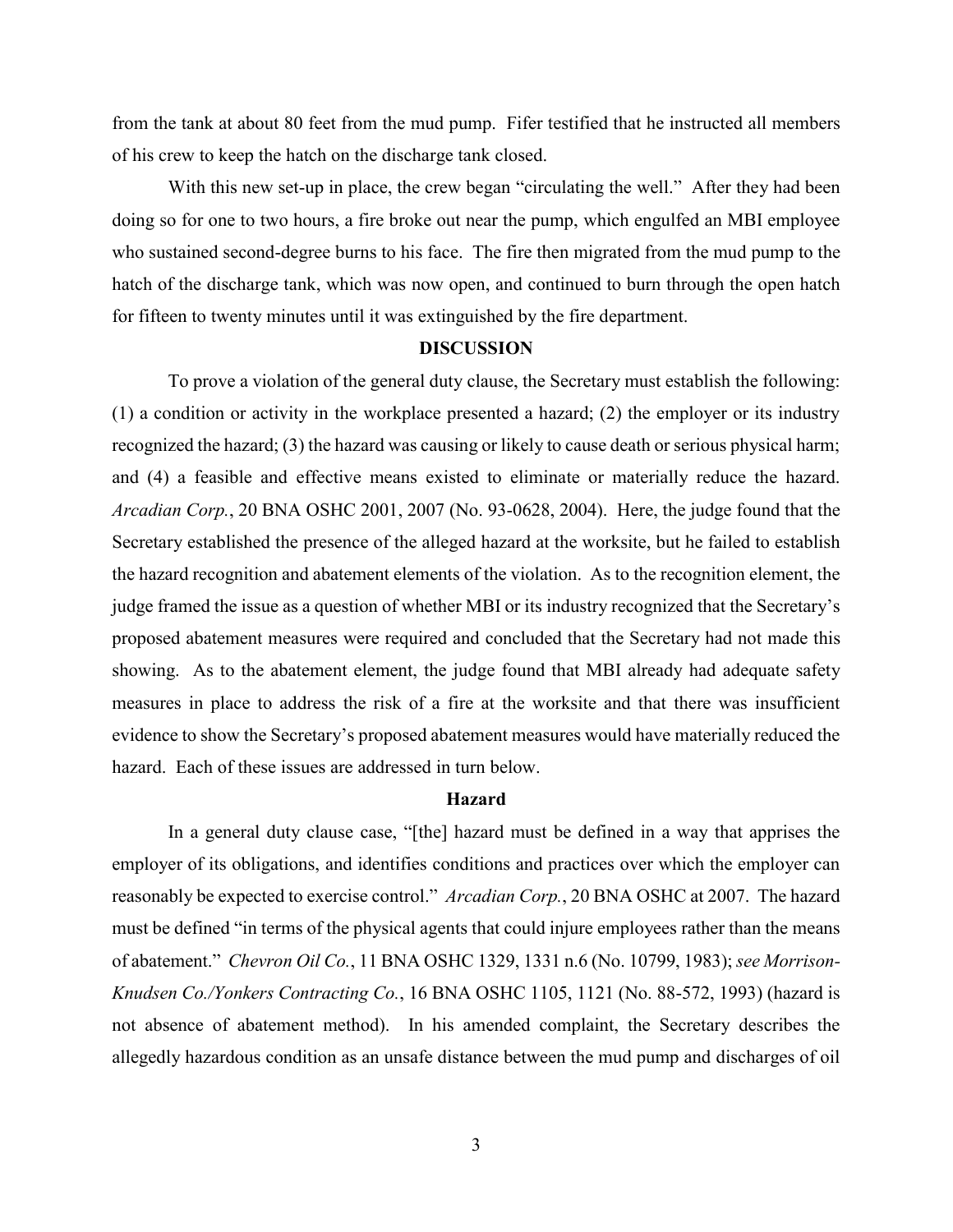from the tank at about 80 feet from the mud pump. Fifer testified that he instructed all members of his crew to keep the hatch on the discharge tank closed.

With this new set-up in place, the crew began "circulating the well." After they had been doing so for one to two hours, a fire broke out near the pump, which engulfed an MBI employee who sustained second-degree burns to his face. The fire then migrated from the mud pump to the hatch of the discharge tank, which was now open, and continued to burn through the open hatch for fifteen to twenty minutes until it was extinguished by the fire department.

## DISCUSSION

To prove a violation of the general duty clause, the Secretary must establish the following: (1) a condition or activity in the workplace presented a hazard; (2) the employer or its industry recognized the hazard; (3) the hazard was causing or likely to cause death or serious physical harm; and (4) a feasible and effective means existed to eliminate or materially reduce the hazard. *Arcadian Corp.*, 20 BNA OSHC 2001, 2007 (No. 93-0628, 2004). Here, the judge found that the Secretary established the presence of the alleged hazard at the worksite, but he failed to establish the hazard recognition and abatement elements of the violation. As to the recognition element, the judge framed the issue as a question of whether MBI or its industry recognized that the Secretary's proposed abatement measures were required and concluded that the Secretary had not made this showing. As to the abatement element, the judge found that MBI already had adequate safety measures in place to address the risk of a fire at the worksite and that there was insufficient evidence to show the Secretary's proposed abatement measures would have materially reduced the hazard. Each of these issues are addressed in turn below.

### Hazard

In a general duty clause case, "[the] hazard must be defined in a way that apprises the employer of its obligations, and identifies conditions and practices over which the employer can reasonably be expected to exercise control." *Arcadian Corp.*, 20 BNA OSHC at 2007. The hazard must be defined "in terms of the physical agents that could injure employees rather than the means of abatement." *Chevron Oil Co.*, 11 BNA OSHC 1329, 1331 n.6 (No. 10799, 1983); *see Morrison-Knudsen Co./Yonkers Contracting Co.*, 16 BNA OSHC 1105, 1121 (No. 88-572, 1993) (hazard is not absence of abatement method). In his amended complaint, the Secretary describes the allegedly hazardous condition as an unsafe distance between the mud pump and discharges of oil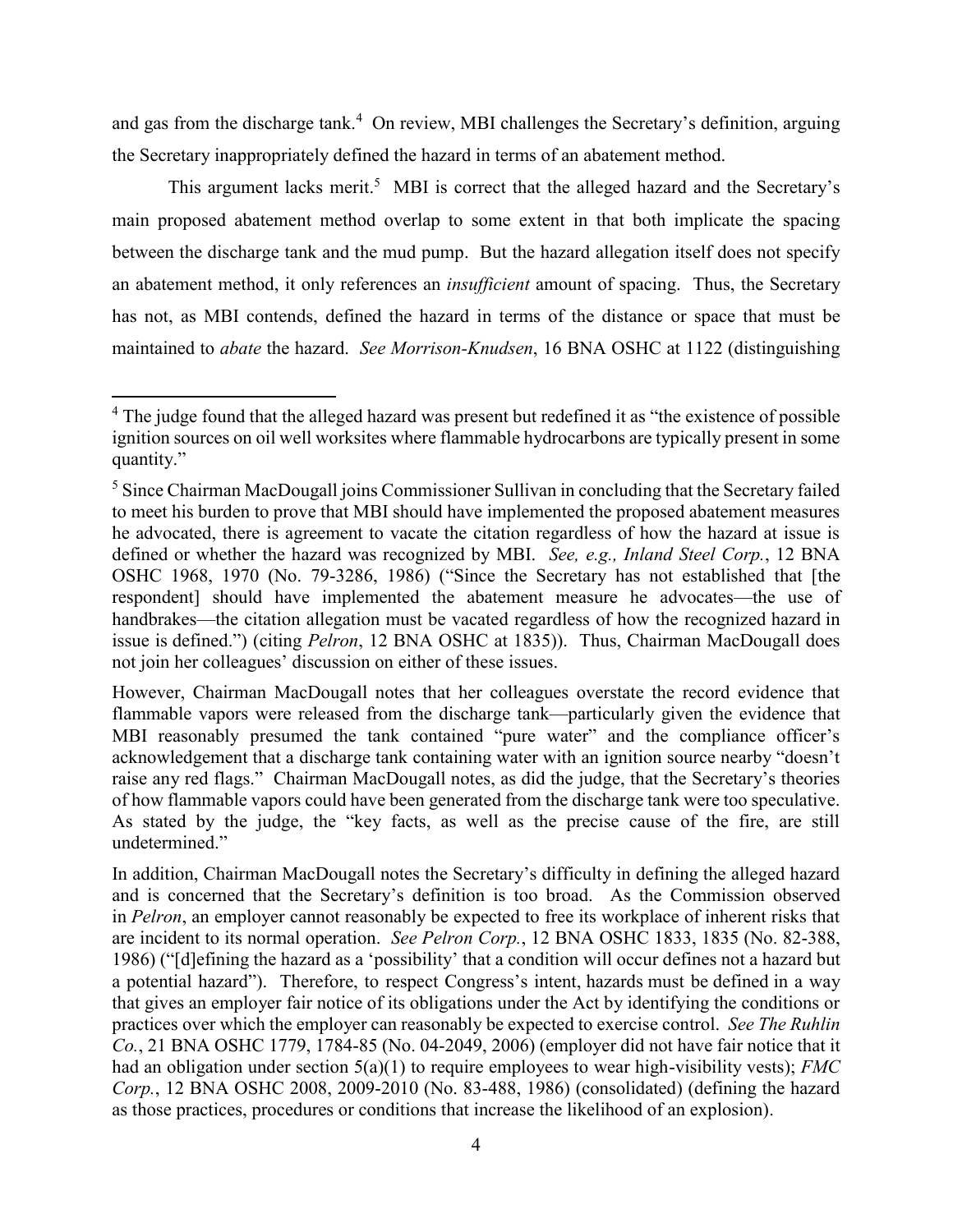and gas from the discharge tank.[4] On review, MBI challenges the Secretary's definition, arguing the Secretary inappropriately defined the hazard in terms of an abatement method.

This argument lacks merit.[5] MBI is correct that the alleged hazard and the Secretary's main proposed abatement method overlap to some extent in that both implicate the spacing between the discharge tank and the mud pump. But the hazard allegation itself does not specify an abatement method, it only references an *insufficient* amount of spacing. Thus, the Secretary has not, as MBI contends, defined the hazard in terms of the distance or space that must be maintained to *abate* the hazard. *See Morrison-Knudsen*, 16 BNA OSHC at 1122 (distinguishing

---

[4] The judge found that the alleged hazard was present but redefined it as "the existence of possible ignition sources on oil well worksites where flammable hydrocarbons are typically present in some quantity."

[5] Since Chairman MacDougall joins Commissioner Sullivan in concluding that the Secretary failed to meet his burden to prove that MBI should have implemented the proposed abatement measures he advocated, there is agreement to vacate the citation regardless of how the hazard at issue is defined or whether the hazard was recognized by MBI. *See, e.g., Inland Steel Corp.*, 12 BNA OSHC 1968, 1970 (No. 79-3286, 1986) ("Since the Secretary has not established that [the respondent] should have implemented the abatement measure he advocates—the use of handbrakes—the citation allegation must be vacated regardless of how the recognized hazard in issue is defined.") (citing *Pelron*, 12 BNA OSHC at 1835)). Thus, Chairman MacDougall does not join her colleagues' discussion on either of these issues.

However, Chairman MacDougall notes that her colleagues overstate the record evidence that flammable vapors were released from the discharge tank—particularly given the evidence that MBI reasonably presumed the tank contained "pure water" and the compliance officer's acknowledgement that a discharge tank containing water with an ignition source nearby "doesn't raise any red flags." Chairman MacDougall notes, as did the judge, that the Secretary's theories of how flammable vapors could have been generated from the discharge tank were too speculative. As stated by the judge, the "key facts, as well as the precise cause of the fire, are still undetermined."

In addition, Chairman MacDougall notes the Secretary's difficulty in defining the alleged hazard and is concerned that the Secretary's definition is too broad. As the Commission observed in *Pelron*, an employer cannot reasonably be expected to free its workplace of inherent risks that are incident to its normal operation. *See Pelron Corp.*, 12 BNA OSHC 1833, 1835 (No. 82-388, 1986) ("[d]efining the hazard as a 'possibility' that a condition will occur defines not a hazard but a potential hazard"). Therefore, to respect Congress's intent, hazards must be defined in a way that gives an employer fair notice of its obligations under the Act by identifying the conditions or practices over which the employer can reasonably be expected to exercise control. *See The Ruhlin Co.*, 21 BNA OSHC 1779, 1784-85 (No. 04-2049, 2006) (employer did not have fair notice that it had an obligation under section 5(a)(1) to require employees to wear high-visibility vests); *FMC Corp.*, 12 BNA OSHC 2008, 2009-2010 (No. 83-488, 1986) (consolidated) (defining the hazard as those practices, procedures or conditions that increase the likelihood of an explosion).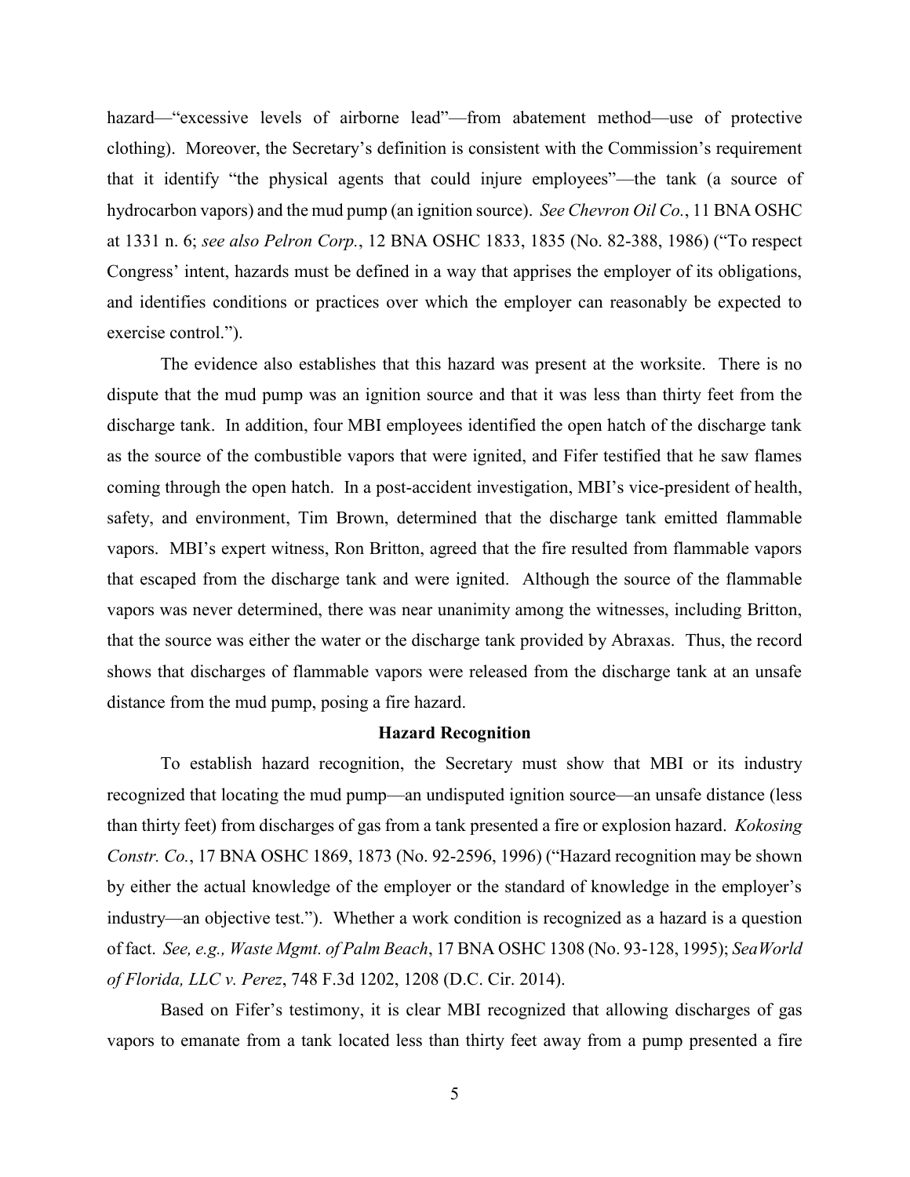hazard—"excessive levels of airborne lead"—from abatement method—use of protective clothing). Moreover, the Secretary's definition is consistent with the Commission's requirement that it identify "the physical agents that could injure employees"—the tank (a source of hydrocarbon vapors) and the mud pump (an ignition source). *See Chevron Oil Co.*, 11 BNA OSHC at 1331 n. 6; *see also Pelron Corp.*, 12 BNA OSHC 1833, 1835 (No. 82-388, 1986) ("To respect Congress' intent, hazards must be defined in a way that apprises the employer of its obligations, and identifies conditions or practices over which the employer can reasonably be expected to exercise control.").

The evidence also establishes that this hazard was present at the worksite. There is no dispute that the mud pump was an ignition source and that it was less than thirty feet from the discharge tank. In addition, four MBI employees identified the open hatch of the discharge tank as the source of the combustible vapors that were ignited, and Fifer testified that he saw flames coming through the open hatch. In a post-accident investigation, MBI's vice-president of health, safety, and environment, Tim Brown, determined that the discharge tank emitted flammable vapors. MBI's expert witness, Ron Britton, agreed that the fire resulted from flammable vapors that escaped from the discharge tank and were ignited. Although the source of the flammable vapors was never determined, there was near unanimity among the witnesses, including Britton, that the source was either the water or the discharge tank provided by Abraxas. Thus, the record shows that discharges of flammable vapors were released from the discharge tank at an unsafe distance from the mud pump, posing a fire hazard.

**Hazard Recognition**

To establish hazard recognition, the Secretary must show that MBI or its industry recognized that locating the mud pump—an undisputed ignition source—an unsafe distance (less than thirty feet) from discharges of gas from a tank presented a fire or explosion hazard. *Kokosing Constr. Co.*, 17 BNA OSHC 1869, 1873 (No. 92-2596, 1996) ("Hazard recognition may be shown by either the actual knowledge of the employer or the standard of knowledge in the employer's industry—an objective test."). Whether a work condition is recognized as a hazard is a question of fact. *See, e.g., Waste Mgmt. of Palm Beach*, 17 BNA OSHC 1308 (No. 93-128, 1995); *SeaWorld of Florida, LLC v. Perez*, 748 F.3d 1202, 1208 (D.C. Cir. 2014).

Based on Fifer's testimony, it is clear MBI recognized that allowing discharges of gas vapors to emanate from a tank located less than thirty feet away from a pump presented a fire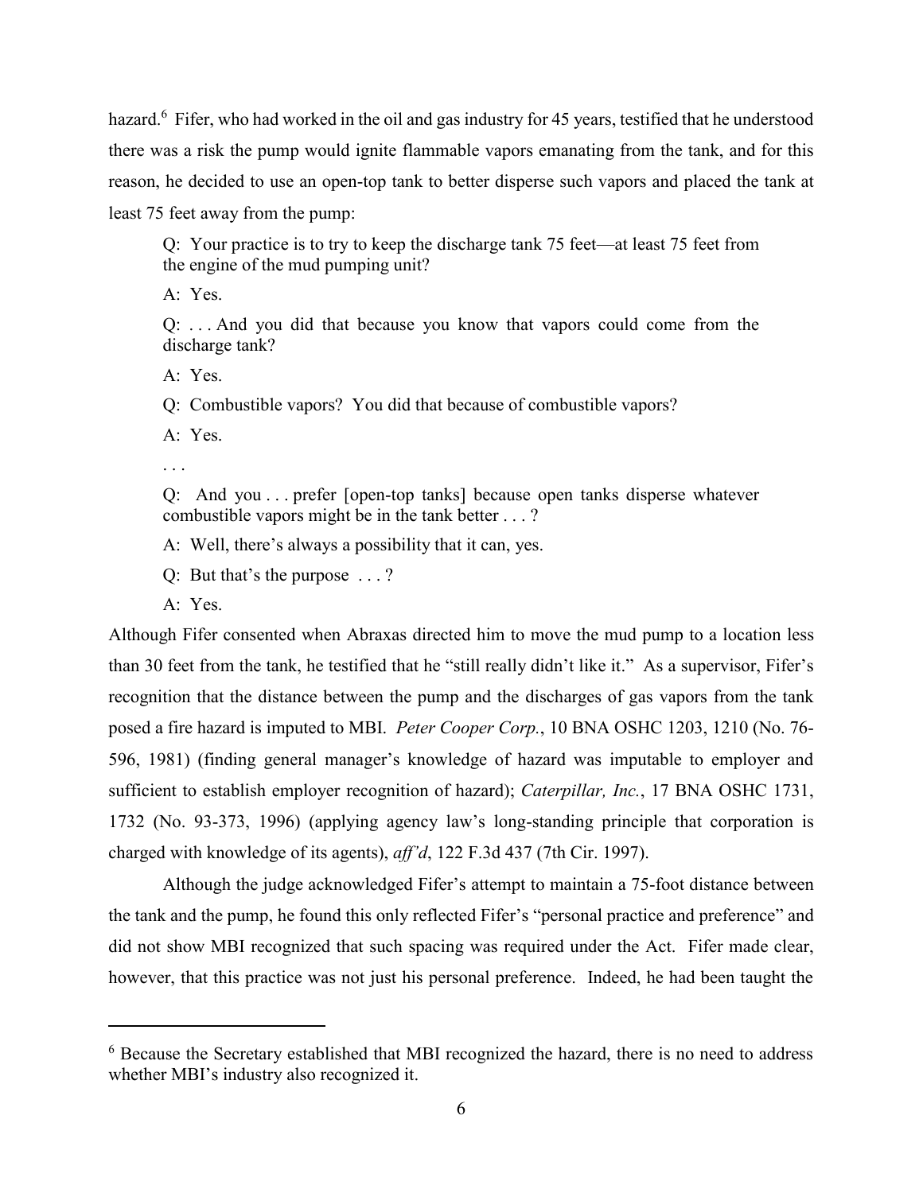hazard.[6] Fifer, who had worked in the oil and gas industry for 45 years, testified that he understood there was a risk the pump would ignite flammable vapors emanating from the tank, and for this reason, he decided to use an open-top tank to better disperse such vapors and placed the tank at least 75 feet away from the pump:

> Q: Your practice is to try to keep the discharge tank 75 feet—at least 75 feet from the engine of the mud pumping unit?
>
> A: Yes.
>
> Q: . . . And you did that because you know that vapors could come from the discharge tank?
>
> A: Yes.
>
> Q: Combustible vapors? You did that because of combustible vapors?
>
> A: Yes.
>
> . . .
>
> Q: And you . . . prefer [open-top tanks] because open tanks disperse whatever combustible vapors might be in the tank better . . . ?
>
> A: Well, there's always a possibility that it can, yes.
>
> Q: But that's the purpose . . . ?
>
> A: Yes.

Although Fifer consented when Abraxas directed him to move the mud pump to a location less than 30 feet from the tank, he testified that he "still really didn't like it." As a supervisor, Fifer's recognition that the distance between the pump and the discharges of gas vapors from the tank posed a fire hazard is imputed to MBI. *Peter Cooper Corp.*, 10 BNA OSHC 1203, 1210 (No. 76-596, 1981) (finding general manager's knowledge of hazard was imputable to employer and sufficient to establish employer recognition of hazard); *Caterpillar, Inc.*, 17 BNA OSHC 1731, 1732 (No. 93-373, 1996) (applying agency law's long-standing principle that corporation is charged with knowledge of its agents), *aff'd*, 122 F.3d 437 (7th Cir. 1997).

Although the judge acknowledged Fifer's attempt to maintain a 75-foot distance between the tank and the pump, he found this only reflected Fifer's "personal practice and preference" and did not show MBI recognized that such spacing was required under the Act. Fifer made clear, however, that this practice was not just his personal preference. Indeed, he had been taught the

---

[6] Because the Secretary established that MBI recognized the hazard, there is no need to address whether MBI's industry also recognized it.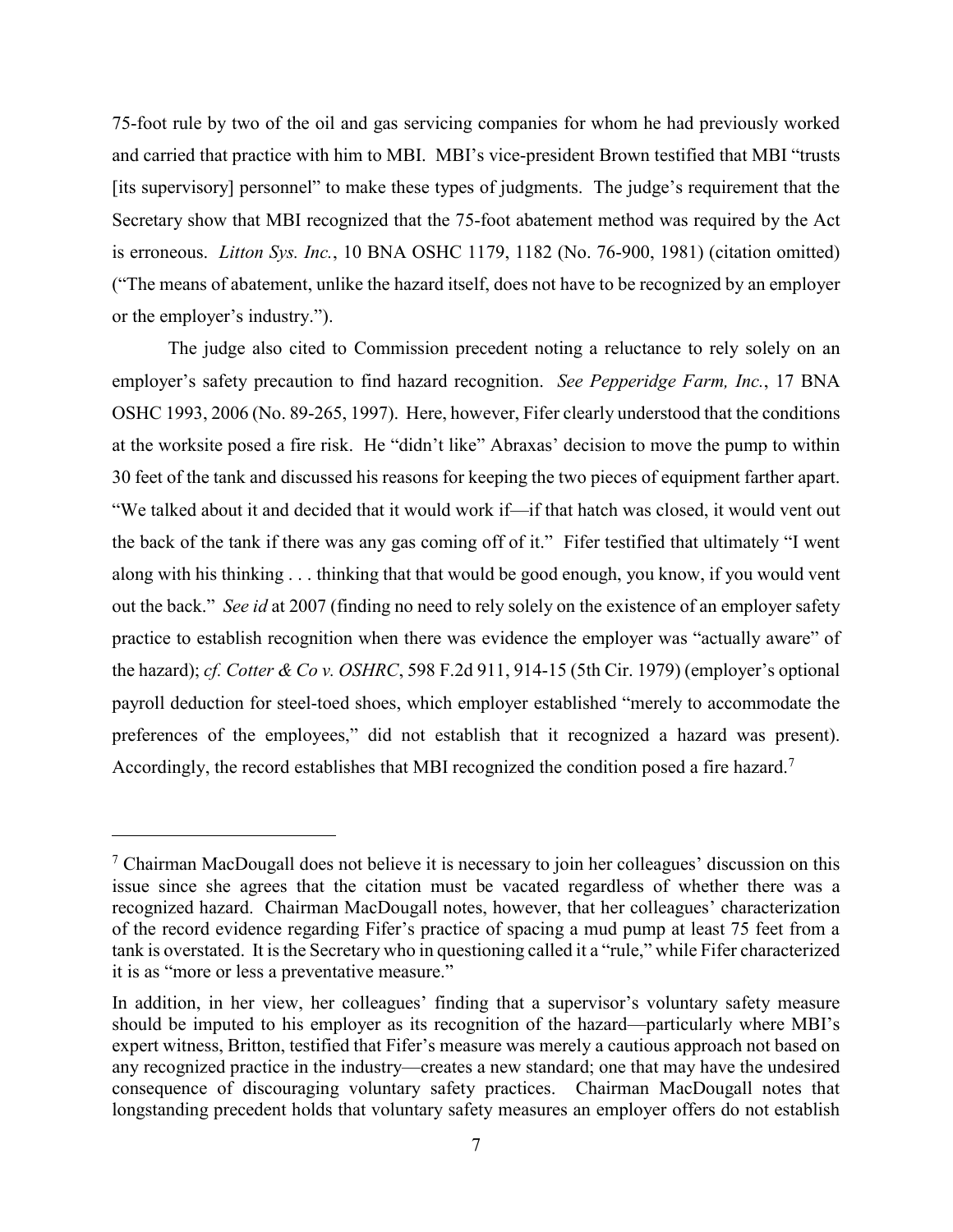75-foot rule by two of the oil and gas servicing companies for whom he had previously worked and carried that practice with him to MBI. MBI's vice-president Brown testified that MBI "trusts [its supervisory] personnel" to make these types of judgments. The judge's requirement that the Secretary show that MBI recognized that the 75-foot abatement method was required by the Act is erroneous. *Litton Sys. Inc.*, 10 BNA OSHC 1179, 1182 (No. 76-900, 1981) (citation omitted) ("The means of abatement, unlike the hazard itself, does not have to be recognized by an employer or the employer's industry.").

The judge also cited to Commission precedent noting a reluctance to rely solely on an employer's safety precaution to find hazard recognition. *See Pepperidge Farm, Inc.*, 17 BNA OSHC 1993, 2006 (No. 89-265, 1997). Here, however, Fifer clearly understood that the conditions at the worksite posed a fire risk. He "didn't like" Abraxas' decision to move the pump to within 30 feet of the tank and discussed his reasons for keeping the two pieces of equipment farther apart. "We talked about it and decided that it would work if—if that hatch was closed, it would vent out the back of the tank if there was any gas coming off of it." Fifer testified that ultimately "I went along with his thinking . . . thinking that that would be good enough, you know, if you would vent out the back." *See id* at 2007 (finding no need to rely solely on the existence of an employer safety practice to establish recognition when there was evidence the employer was "actually aware" of the hazard); *cf. Cotter & Co v. OSHRC*, 598 F.2d 911, 914-15 (5th Cir. 1979) (employer's optional payroll deduction for steel-toed shoes, which employer established "merely to accommodate the preferences of the employees," did not establish that it recognized a hazard was present). Accordingly, the record establishes that MBI recognized the condition posed a fire hazard.[7]

---

[7] Chairman MacDougall does not believe it is necessary to join her colleagues' discussion on this issue since she agrees that the citation must be vacated regardless of whether there was a recognized hazard. Chairman MacDougall notes, however, that her colleagues' characterization of the record evidence regarding Fifer's practice of spacing a mud pump at least 75 feet from a tank is overstated. It is the Secretary who in questioning called it a "rule," while Fifer characterized it is as "more or less a preventative measure."

In addition, in her view, her colleagues' finding that a supervisor's voluntary safety measure should be imputed to his employer as its recognition of the hazard—particularly where MBI's expert witness, Britton, testified that Fifer's measure was merely a cautious approach not based on any recognized practice in the industry—creates a new standard; one that may have the undesired consequence of discouraging voluntary safety practices. Chairman MacDougall notes that longstanding precedent holds that voluntary safety measures an employer offers do not establish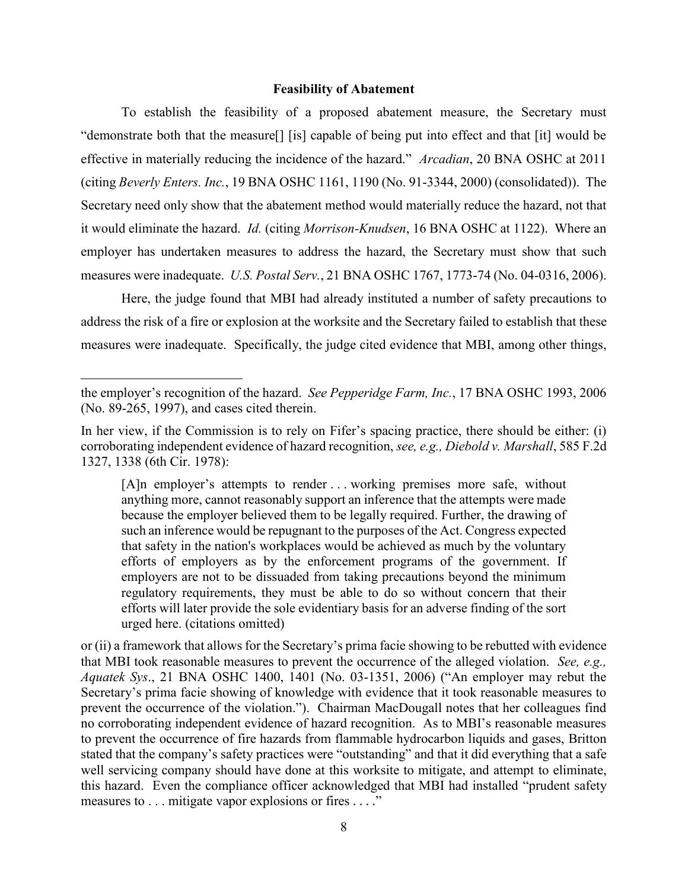### Feasibility of Abatement

To establish the feasibility of a proposed abatement measure, the Secretary must "demonstrate both that the measure[] [is] capable of being put into effect and that [it] would be effective in materially reducing the incidence of the hazard." *Arcadian*, 20 BNA OSHC at 2011 (citing *Beverly Enters. Inc.*, 19 BNA OSHC 1161, 1190 (No. 91-3344, 2000) (consolidated)). The Secretary need only show that the abatement method would materially reduce the hazard, not that it would eliminate the hazard. *Id.* (citing *Morrison-Knudsen*, 16 BNA OSHC at 1122). Where an employer has undertaken measures to address the hazard, the Secretary must show that such measures were inadequate. *U.S. Postal Serv.*, 21 BNA OSHC 1767, 1773-74 (No. 04-0316, 2006).

Here, the judge found that MBI had already instituted a number of safety precautions to address the risk of a fire or explosion at the worksite and the Secretary failed to establish that these measures were inadequate. Specifically, the judge cited evidence that MBI, among other things,

---

the employer's recognition of the hazard. *See Pepperidge Farm, Inc.*, 17 BNA OSHC 1993, 2006 (No. 89-265, 1997), and cases cited therein.

In her view, if the Commission is to rely on Fifer's spacing practice, there should be either: (i) corroborating independent evidence of hazard recognition, *see, e.g., Diebold v. Marshall*, 585 F.2d 1327, 1338 (6th Cir. 1978):

> [A]n employer's attempts to render . . . working premises more safe, without anything more, cannot reasonably support an inference that the attempts were made because the employer believed them to be legally required. Further, the drawing of such an inference would be repugnant to the purposes of the Act. Congress expected that safety in the nation's workplaces would be achieved as much by the voluntary efforts of employers as by the enforcement programs of the government. If employers are not to be dissuaded from taking precautions beyond the minimum regulatory requirements, they must be able to do so without concern that their efforts will later provide the sole evidentiary basis for an adverse finding of the sort urged here. (citations omitted)

or (ii) a framework that allows for the Secretary's prima facie showing to be rebutted with evidence that MBI took reasonable measures to prevent the occurrence of the alleged violation. *See, e.g., Aquatek Sys*., 21 BNA OSHC 1400, 1401 (No. 03-1351, 2006) ("An employer may rebut the Secretary's prima facie showing of knowledge with evidence that it took reasonable measures to prevent the occurrence of the violation."). Chairman MacDougall notes that her colleagues find no corroborating independent evidence of hazard recognition. As to MBI's reasonable measures to prevent the occurrence of fire hazards from flammable hydrocarbon liquids and gases, Britton stated that the company's safety practices were "outstanding" and that it did everything that a safe well servicing company should have done at this worksite to mitigate, and attempt to eliminate, this hazard. Even the compliance officer acknowledged that MBI had installed "prudent safety measures to . . . mitigate vapor explosions or fires . . . ."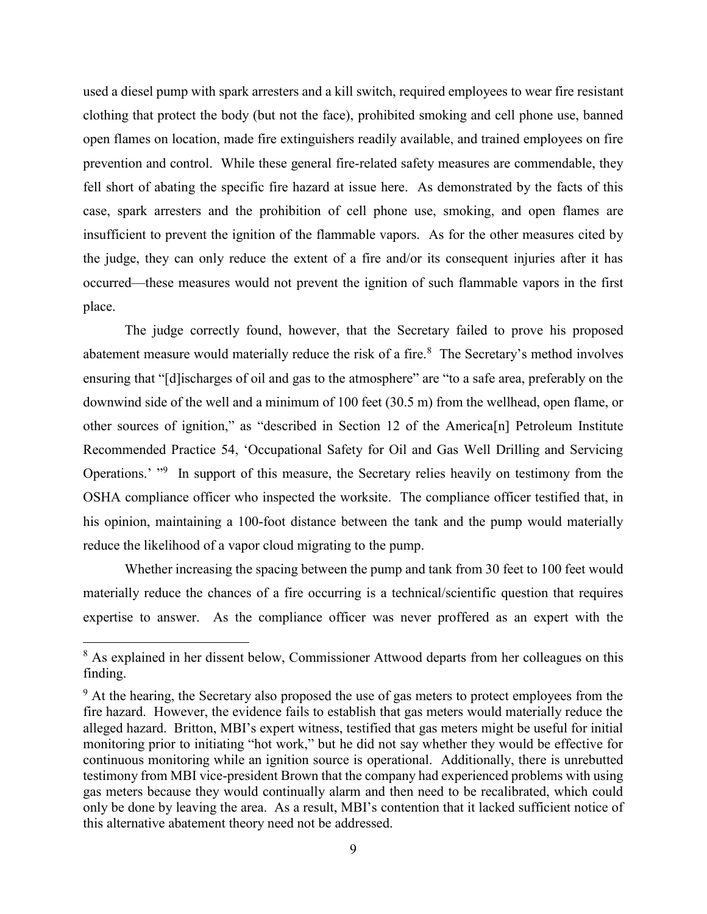used a diesel pump with spark arresters and a kill switch, required employees to wear fire resistant clothing that protect the body (but not the face), prohibited smoking and cell phone use, banned open flames on location, made fire extinguishers readily available, and trained employees on fire prevention and control. While these general fire-related safety measures are commendable, they fell short of abating the specific fire hazard at issue here. As demonstrated by the facts of this case, spark arresters and the prohibition of cell phone use, smoking, and open flames are insufficient to prevent the ignition of the flammable vapors. As for the other measures cited by the judge, they can only reduce the extent of a fire and/or its consequent injuries after it has occurred—these measures would not prevent the ignition of such flammable vapors in the first place.

The judge correctly found, however, that the Secretary failed to prove his proposed abatement measure would materially reduce the risk of a fire.[8] The Secretary's method involves ensuring that "[d]ischarges of oil and gas to the atmosphere" are "to a safe area, preferably on the downwind side of the well and a minimum of 100 feet (30.5 m) from the wellhead, open flame, or other sources of ignition," as "described in Section 12 of the America[n] Petroleum Institute Recommended Practice 54, 'Occupational Safety for Oil and Gas Well Drilling and Servicing Operations.' "[9] In support of this measure, the Secretary relies heavily on testimony from the OSHA compliance officer who inspected the worksite. The compliance officer testified that, in his opinion, maintaining a 100-foot distance between the tank and the pump would materially reduce the likelihood of a vapor cloud migrating to the pump.

Whether increasing the spacing between the pump and tank from 30 feet to 100 feet would materially reduce the chances of a fire occurring is a technical/scientific question that requires expertise to answer. As the compliance officer was never proffered as an expert with the

---

[8] As explained in her dissent below, Commissioner Attwood departs from her colleagues on this finding.

[9] At the hearing, the Secretary also proposed the use of gas meters to protect employees from the fire hazard. However, the evidence fails to establish that gas meters would materially reduce the alleged hazard. Britton, MBI's expert witness, testified that gas meters might be useful for initial monitoring prior to initiating "hot work," but he did not say whether they would be effective for continuous monitoring while an ignition source is operational. Additionally, there is unrebutted testimony from MBI vice-president Brown that the company had experienced problems with using gas meters because they would continually alarm and then need to be recalibrated, which could only be done by leaving the area. As a result, MBI's contention that it lacked sufficient notice of this alternative abatement theory need not be addressed.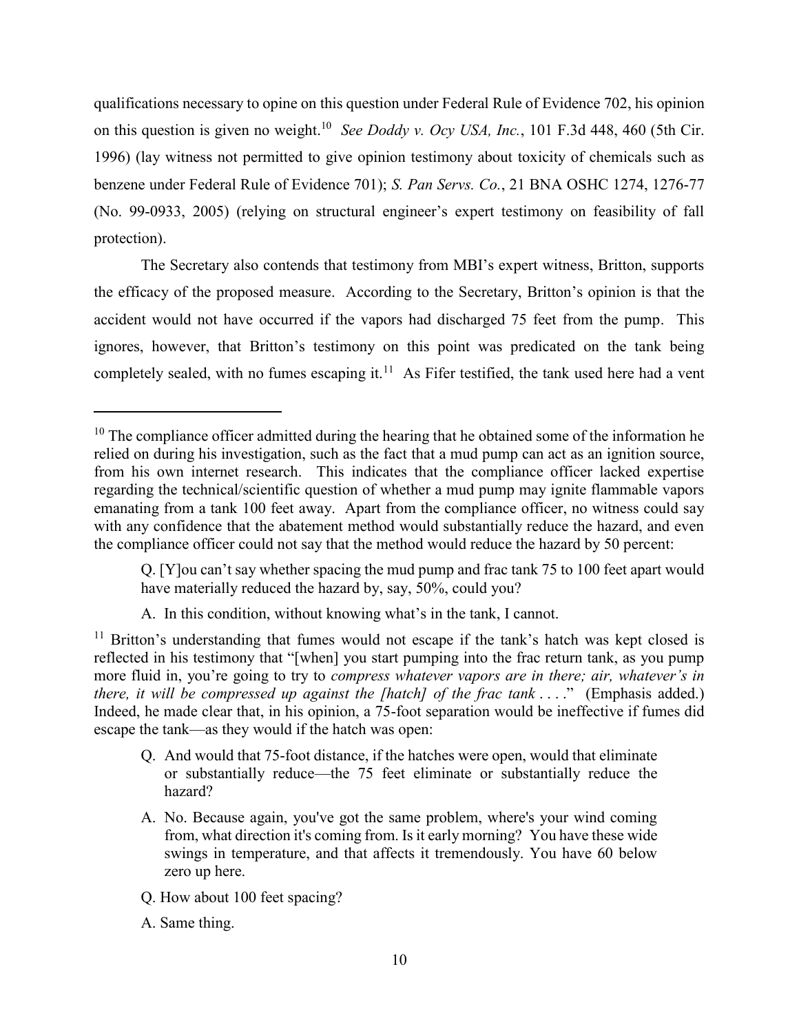qualifications necessary to opine on this question under Federal Rule of Evidence 702, his opinion on this question is given no weight.[10] *See Doddy v. Ocy USA, Inc.*, 101 F.3d 448, 460 (5th Cir. 1996) (lay witness not permitted to give opinion testimony about toxicity of chemicals such as benzene under Federal Rule of Evidence 701); *S. Pan Servs. Co.*, 21 BNA OSHC 1274, 1276-77 (No. 99-0933, 2005) (relying on structural engineer's expert testimony on feasibility of fall protection).

The Secretary also contends that testimony from MBI's expert witness, Britton, supports the efficacy of the proposed measure. According to the Secretary, Britton's opinion is that the accident would not have occurred if the vapors had discharged 75 feet from the pump. This ignores, however, that Britton's testimony on this point was predicated on the tank being completely sealed, with no fumes escaping it.[11] As Fifer testified, the tank used here had a vent

---

[10] The compliance officer admitted during the hearing that he obtained some of the information he relied on during his investigation, such as the fact that a mud pump can act as an ignition source, from his own internet research. This indicates that the compliance officer lacked expertise regarding the technical/scientific question of whether a mud pump may ignite flammable vapors emanating from a tank 100 feet away. Apart from the compliance officer, no witness could say with any confidence that the abatement method would substantially reduce the hazard, and even the compliance officer could not say that the method would reduce the hazard by 50 percent:

> Q. [Y]ou can't say whether spacing the mud pump and frac tank 75 to 100 feet apart would have materially reduced the hazard by, say, 50%, could you?
>
> A. In this condition, without knowing what's in the tank, I cannot.

[11] Britton's understanding that fumes would not escape if the tank's hatch was kept closed is reflected in his testimony that "[when] you start pumping into the frac return tank, as you pump more fluid in, you're going to try to *compress whatever vapors are in there; air, whatever's in there, it will be compressed up against the [hatch] of the frac tank* . . . ." (Emphasis added.) Indeed, he made clear that, in his opinion, a 75-foot separation would be ineffective if fumes did escape the tank—as they would if the hatch was open:

> Q. And would that 75-foot distance, if the hatches were open, would that eliminate or substantially reduce—the 75 feet eliminate or substantially reduce the hazard?
>
> A. No. Because again, you've got the same problem, where's your wind coming from, what direction it's coming from. Is it early morning? You have these wide swings in temperature, and that affects it tremendously. You have 60 below zero up here.
>
> Q. How about 100 feet spacing?
>
> A. Same thing.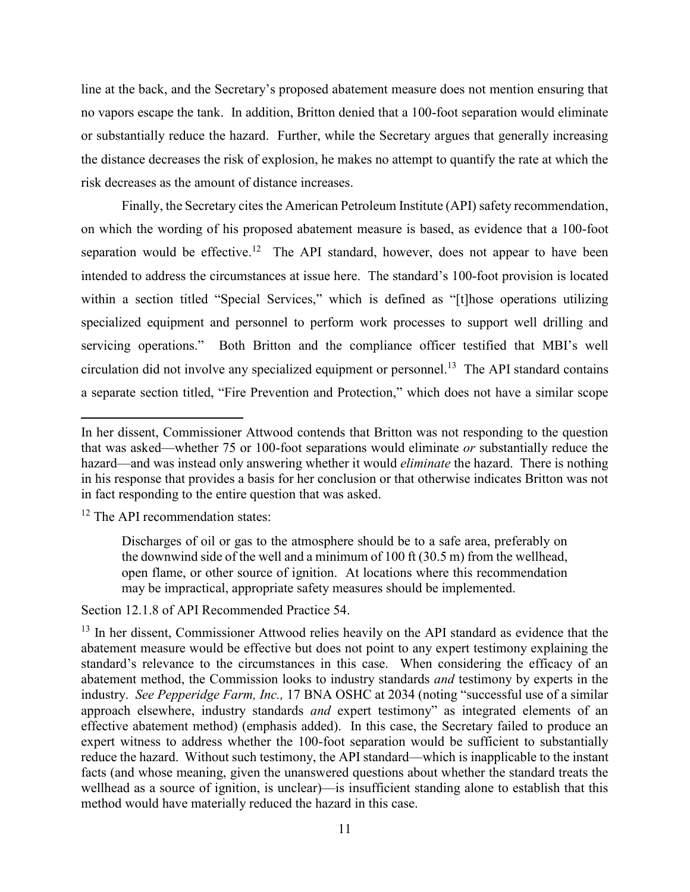line at the back, and the Secretary's proposed abatement measure does not mention ensuring that no vapors escape the tank. In addition, Britton denied that a 100-foot separation would eliminate or substantially reduce the hazard. Further, while the Secretary argues that generally increasing the distance decreases the risk of explosion, he makes no attempt to quantify the rate at which the risk decreases as the amount of distance increases.

Finally, the Secretary cites the American Petroleum Institute (API) safety recommendation, on which the wording of his proposed abatement measure is based, as evidence that a 100-foot separation would be effective.[12] The API standard, however, does not appear to have been intended to address the circumstances at issue here. The standard's 100-foot provision is located within a section titled "Special Services," which is defined as "[t]hose operations utilizing specialized equipment and personnel to perform work processes to support well drilling and servicing operations." Both Britton and the compliance officer testified that MBI's well circulation did not involve any specialized equipment or personnel.[13] The API standard contains a separate section titled, "Fire Prevention and Protection," which does not have a similar scope

---

In her dissent, Commissioner Attwood contends that Britton was not responding to the question that was asked—whether 75 or 100-foot separations would eliminate *or* substantially reduce the hazard—and was instead only answering whether it would *eliminate* the hazard. There is nothing in his response that provides a basis for her conclusion or that otherwise indicates Britton was not in fact responding to the entire question that was asked.

[12] The API recommendation states:

> Discharges of oil or gas to the atmosphere should be to a safe area, preferably on the downwind side of the well and a minimum of 100 ft (30.5 m) from the wellhead, open flame, or other source of ignition. At locations where this recommendation may be impractical, appropriate safety measures should be implemented.

Section 12.1.8 of API Recommended Practice 54.

[13] In her dissent, Commissioner Attwood relies heavily on the API standard as evidence that the abatement measure would be effective but does not point to any expert testimony explaining the standard's relevance to the circumstances in this case. When considering the efficacy of an abatement method, the Commission looks to industry standards *and* testimony by experts in the industry. *See Pepperidge Farm, Inc.,* 17 BNA OSHC at 2034 (noting "successful use of a similar approach elsewhere, industry standards *and* expert testimony" as integrated elements of an effective abatement method) (emphasis added). In this case, the Secretary failed to produce an expert witness to address whether the 100-foot separation would be sufficient to substantially reduce the hazard. Without such testimony, the API standard—which is inapplicable to the instant facts (and whose meaning, given the unanswered questions about whether the standard treats the wellhead as a source of ignition, is unclear)—is insufficient standing alone to establish that this method would have materially reduced the hazard in this case.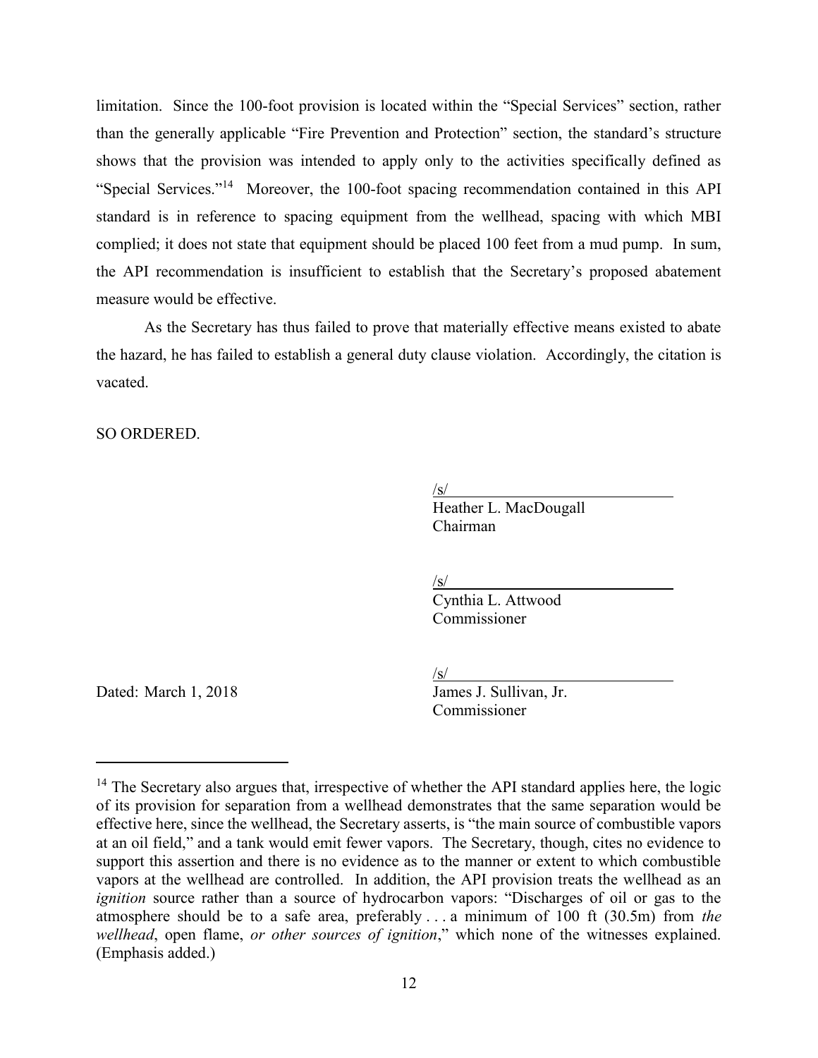limitation. Since the 100-foot provision is located within the "Special Services" section, rather than the generally applicable "Fire Prevention and Protection" section, the standard's structure shows that the provision was intended to apply only to the activities specifically defined as "Special Services."[14] Moreover, the 100-foot spacing recommendation contained in this API standard is in reference to spacing equipment from the wellhead, spacing with which MBI complied; it does not state that equipment should be placed 100 feet from a mud pump. In sum, the API recommendation is insufficient to establish that the Secretary's proposed abatement measure would be effective.

As the Secretary has thus failed to prove that materially effective means existed to abate the hazard, he has failed to establish a general duty clause violation. Accordingly, the citation is vacated.

SO ORDERED.

/s/
Heather L. MacDougall
Chairman

/s/
Cynthia L. Attwood
Commissioner

/s/
James J. Sullivan, Jr.
Commissioner

Dated: March 1, 2018

---

[14] The Secretary also argues that, irrespective of whether the API standard applies here, the logic of its provision for separation from a wellhead demonstrates that the same separation would be effective here, since the wellhead, the Secretary asserts, is "the main source of combustible vapors at an oil field," and a tank would emit fewer vapors. The Secretary, though, cites no evidence to support this assertion and there is no evidence as to the manner or extent to which combustible vapors at the wellhead are controlled. In addition, the API provision treats the wellhead as an *ignition* source rather than a source of hydrocarbon vapors: "Discharges of oil or gas to the atmosphere should be to a safe area, preferably . . . a minimum of 100 ft (30.5m) from *the wellhead*, open flame, *or other sources of ignition*," which none of the witnesses explained. (Emphasis added.)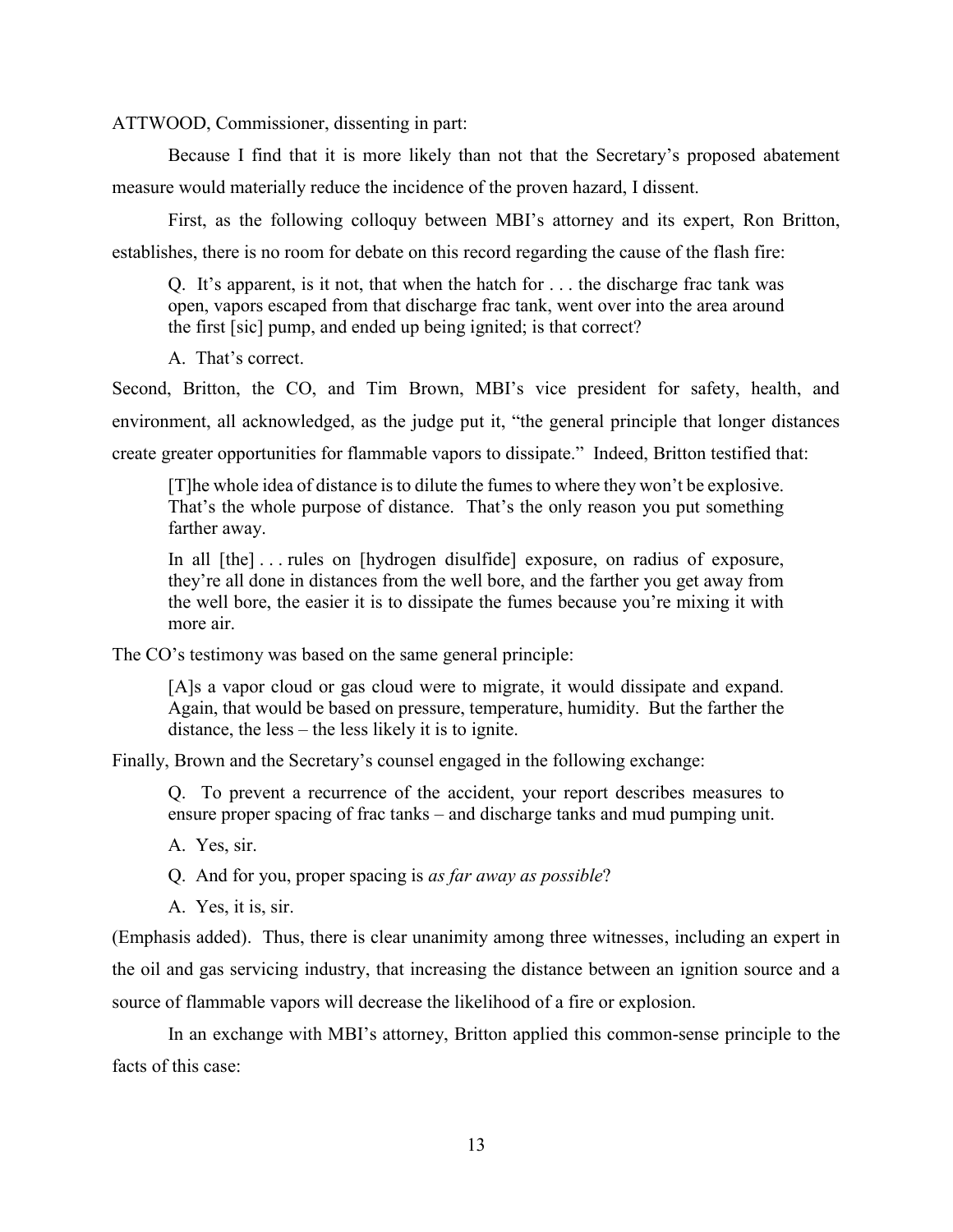ATTWOOD, Commissioner, dissenting in part:

Because I find that it is more likely than not that the Secretary's proposed abatement measure would materially reduce the incidence of the proven hazard, I dissent.

First, as the following colloquy between MBI's attorney and its expert, Ron Britton, establishes, there is no room for debate on this record regarding the cause of the flash fire:

> Q. It's apparent, is it not, that when the hatch for . . . the discharge frac tank was open, vapors escaped from that discharge frac tank, went over into the area around the first [sic] pump, and ended up being ignited; is that correct?
>
> A. That's correct.

Second, Britton, the CO, and Tim Brown, MBI's vice president for safety, health, and environment, all acknowledged, as the judge put it, "the general principle that longer distances create greater opportunities for flammable vapors to dissipate." Indeed, Britton testified that:

> [T]he whole idea of distance is to dilute the fumes to where they won't be explosive. That's the whole purpose of distance. That's the only reason you put something farther away.
>
> In all [the] . . . rules on [hydrogen disulfide] exposure, on radius of exposure, they're all done in distances from the well bore, and the farther you get away from the well bore, the easier it is to dissipate the fumes because you're mixing it with more air.

The CO's testimony was based on the same general principle:

> [A]s a vapor cloud or gas cloud were to migrate, it would dissipate and expand. Again, that would be based on pressure, temperature, humidity. But the farther the distance, the less – the less likely it is to ignite.

Finally, Brown and the Secretary's counsel engaged in the following exchange:

> Q. To prevent a recurrence of the accident, your report describes measures to ensure proper spacing of frac tanks – and discharge tanks and mud pumping unit.
>
> A. Yes, sir.
>
> Q. And for you, proper spacing is *as far away as possible*?
>
> A. Yes, it is, sir.

(Emphasis added). Thus, there is clear unanimity among three witnesses, including an expert in the oil and gas servicing industry, that increasing the distance between an ignition source and a source of flammable vapors will decrease the likelihood of a fire or explosion.

In an exchange with MBI's attorney, Britton applied this common-sense principle to the facts of this case: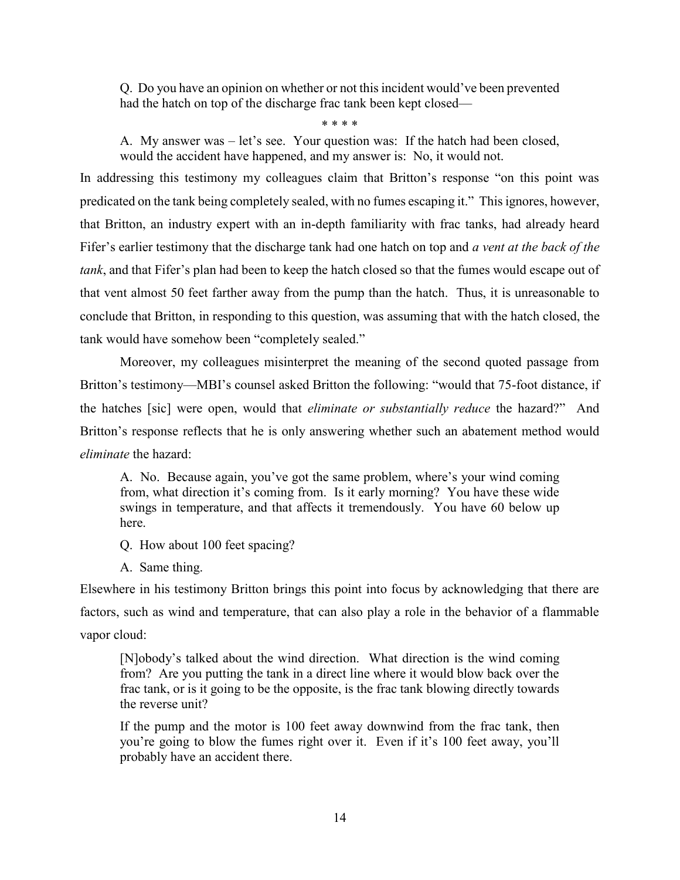> Q. Do you have an opinion on whether or not this incident would've been prevented had the hatch on top of the discharge frac tank been kept closed—
>
> \* \* \* \*
>
> A. My answer was – let's see. Your question was: If the hatch had been closed, would the accident have happened, and my answer is: No, it would not.

In addressing this testimony my colleagues claim that Britton's response "on this point was predicated on the tank being completely sealed, with no fumes escaping it." This ignores, however, that Britton, an industry expert with an in-depth familiarity with frac tanks, had already heard Fifer's earlier testimony that the discharge tank had one hatch on top and *a vent at the back of the tank*, and that Fifer's plan had been to keep the hatch closed so that the fumes would escape out of that vent almost 50 feet farther away from the pump than the hatch. Thus, it is unreasonable to conclude that Britton, in responding to this question, was assuming that with the hatch closed, the tank would have somehow been "completely sealed."

Moreover, my colleagues misinterpret the meaning of the second quoted passage from Britton's testimony—MBI's counsel asked Britton the following: "would that 75-foot distance, if the hatches [sic] were open, would that *eliminate or substantially reduce* the hazard?" And Britton's response reflects that he is only answering whether such an abatement method would *eliminate* the hazard:

> A. No. Because again, you've got the same problem, where's your wind coming from, what direction it's coming from. Is it early morning? You have these wide swings in temperature, and that affects it tremendously. You have 60 below up here.
>
> Q. How about 100 feet spacing?
>
> A. Same thing.

Elsewhere in his testimony Britton brings this point into focus by acknowledging that there are factors, such as wind and temperature, that can also play a role in the behavior of a flammable vapor cloud:

> [N]obody's talked about the wind direction. What direction is the wind coming from? Are you putting the tank in a direct line where it would blow back over the frac tank, or is it going to be the opposite, is the frac tank blowing directly towards the reverse unit?
>
> If the pump and the motor is 100 feet away downwind from the frac tank, then you're going to blow the fumes right over it. Even if it's 100 feet away, you'll probably have an accident there.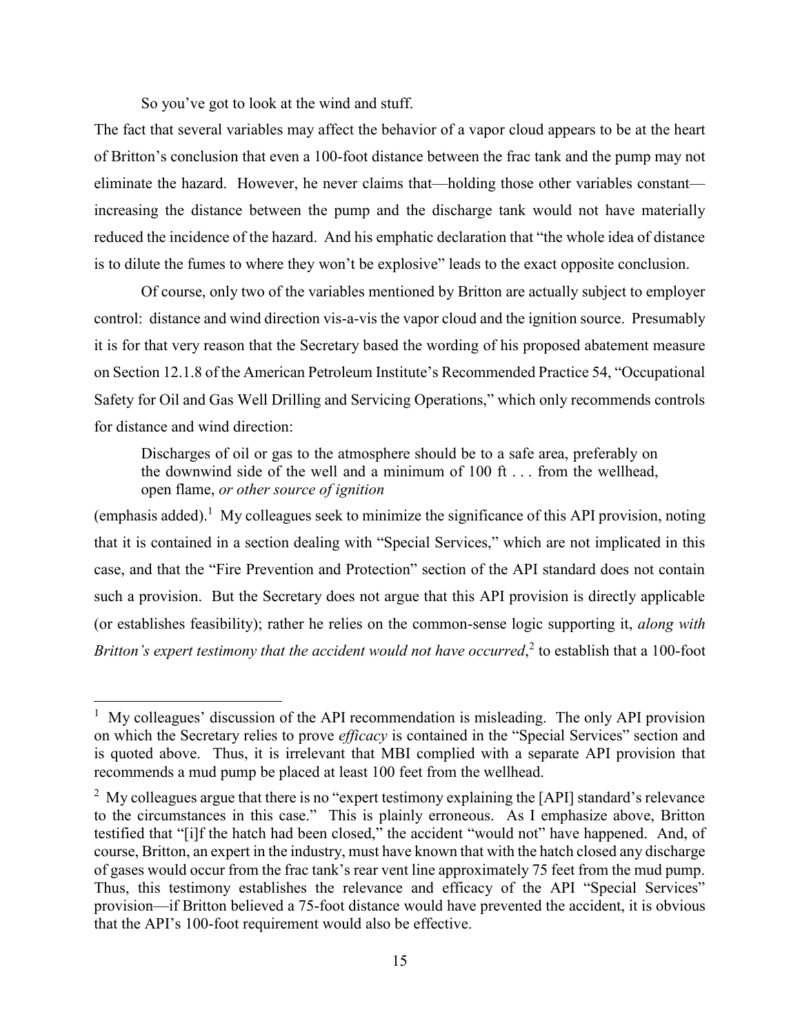So you've got to look at the wind and stuff.

The fact that several variables may affect the behavior of a vapor cloud appears to be at the heart of Britton's conclusion that even a 100-foot distance between the frac tank and the pump may not eliminate the hazard. However, he never claims that—holding those other variables constant—increasing the distance between the pump and the discharge tank would not have materially reduced the incidence of the hazard. And his emphatic declaration that "the whole idea of distance is to dilute the fumes to where they won't be explosive" leads to the exact opposite conclusion.

Of course, only two of the variables mentioned by Britton are actually subject to employer control: distance and wind direction vis-a-vis the vapor cloud and the ignition source. Presumably it is for that very reason that the Secretary based the wording of his proposed abatement measure on Section 12.1.8 of the American Petroleum Institute's Recommended Practice 54, "Occupational Safety for Oil and Gas Well Drilling and Servicing Operations," which only recommends controls for distance and wind direction:

> Discharges of oil or gas to the atmosphere should be to a safe area, preferably on the downwind side of the well and a minimum of 100 ft . . . from the wellhead, open flame, *or other source of ignition*

(emphasis added).[1] My colleagues seek to minimize the significance of this API provision, noting that it is contained in a section dealing with "Special Services," which are not implicated in this case, and that the "Fire Prevention and Protection" section of the API standard does not contain such a provision. But the Secretary does not argue that this API provision is directly applicable (or establishes feasibility); rather he relies on the common-sense logic supporting it, *along with Britton's expert testimony that the accident would not have occurred*,[2] to establish that a 100-foot

---

[1] My colleagues' discussion of the API recommendation is misleading. The only API provision on which the Secretary relies to prove *efficacy* is contained in the "Special Services" section and is quoted above. Thus, it is irrelevant that MBI complied with a separate API provision that recommends a mud pump be placed at least 100 feet from the wellhead.

[2] My colleagues argue that there is no "expert testimony explaining the [API] standard's relevance to the circumstances in this case." This is plainly erroneous. As I emphasize above, Britton testified that "[i]f the hatch had been closed," the accident "would not" have happened. And, of course, Britton, an expert in the industry, must have known that with the hatch closed any discharge of gases would occur from the frac tank's rear vent line approximately 75 feet from the mud pump. Thus, this testimony establishes the relevance and efficacy of the API "Special Services" provision—if Britton believed a 75-foot distance would have prevented the accident, it is obvious that the API's 100-foot requirement would also be effective.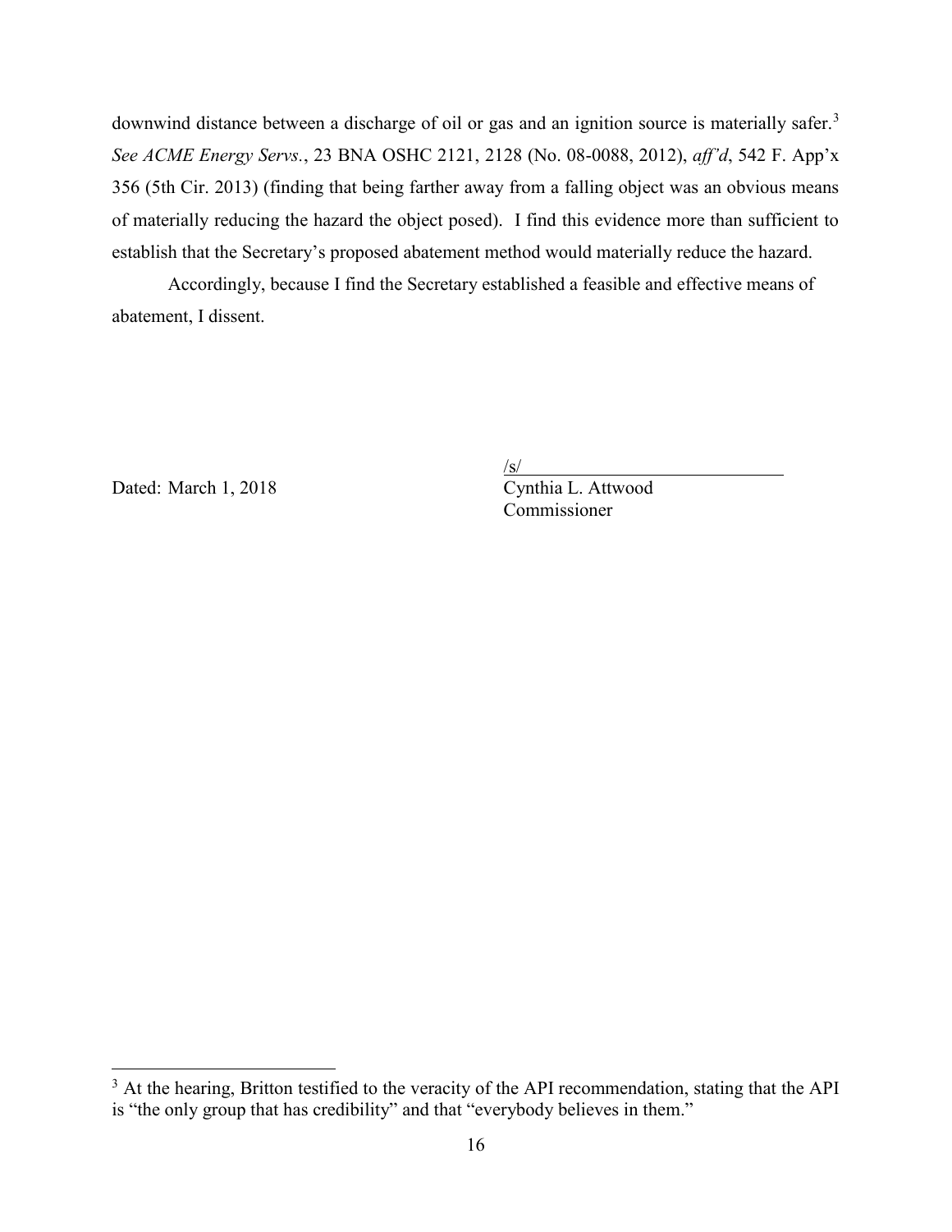downwind distance between a discharge of oil or gas and an ignition source is materially safer.[3] *See ACME Energy Servs.*, 23 BNA OSHC 2121, 2128 (No. 08-0088, 2012), *aff'd*, 542 F. App'x 356 (5th Cir. 2013) (finding that being farther away from a falling object was an obvious means of materially reducing the hazard the object posed). I find this evidence more than sufficient to establish that the Secretary's proposed abatement method would materially reduce the hazard.

Accordingly, because I find the Secretary established a feasible and effective means of abatement, I dissent.

Dated: March 1, 2018

/s/
Cynthia L. Attwood
Commissioner

[3] At the hearing, Britton testified to the veracity of the API recommendation, stating that the API is "the only group that has credibility" and that "everybody believes in them."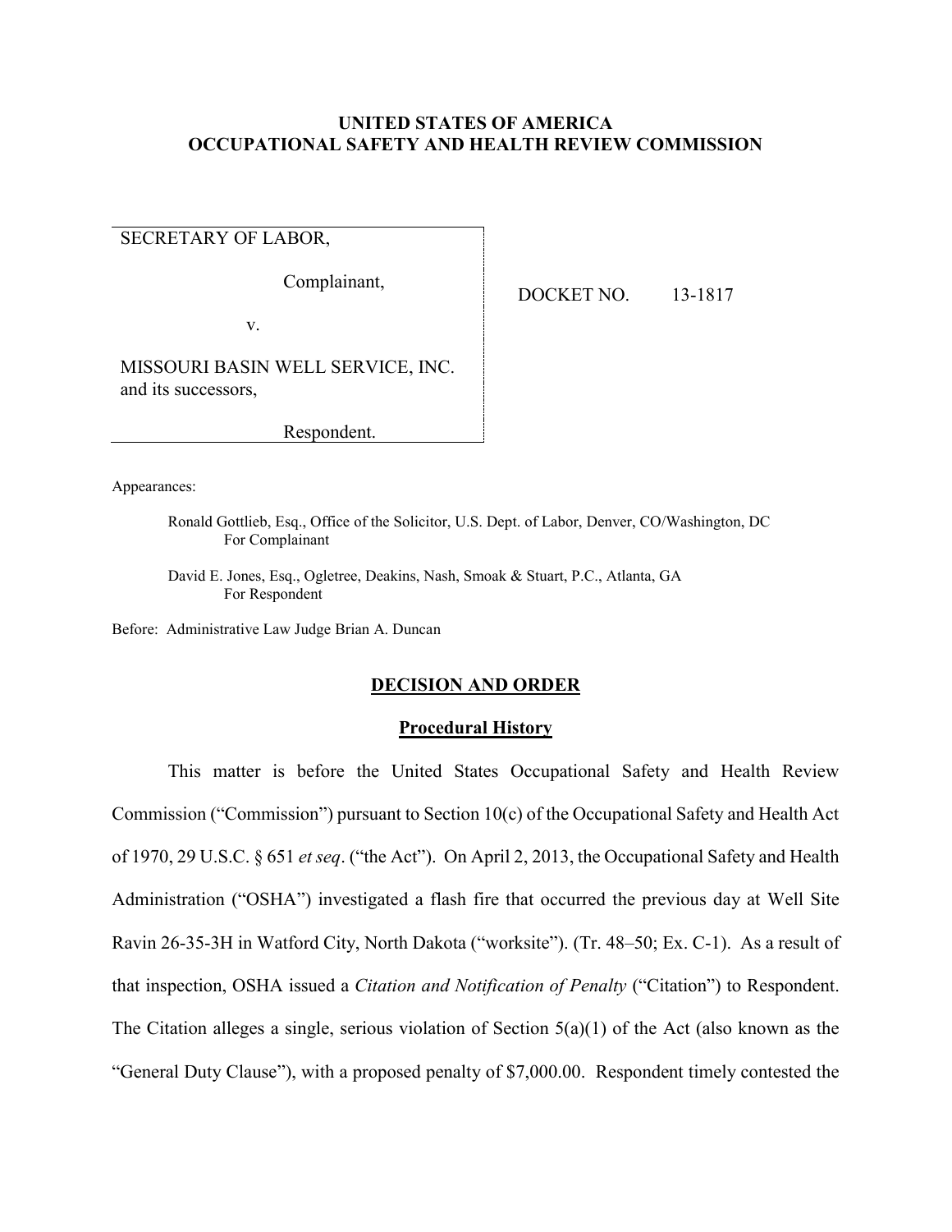**UNITED STATES OF AMERICA**
**OCCUPATIONAL SAFETY AND HEALTH REVIEW COMMISSION**

SECRETARY OF LABOR,

Complainant,

v.

MISSOURI BASIN WELL SERVICE, INC. and its successors,

Respondent.

DOCKET NO. 13-1817

Appearances:

Ronald Gottlieb, Esq., Office of the Solicitor, U.S. Dept. of Labor, Denver, CO/Washington, DC
For Complainant

David E. Jones, Esq., Ogletree, Deakins, Nash, Smoak & Stuart, P.C., Atlanta, GA
For Respondent

Before: Administrative Law Judge Brian A. Duncan

## DECISION AND ORDER

### Procedural History

This matter is before the United States Occupational Safety and Health Review Commission ("Commission") pursuant to Section 10(c) of the Occupational Safety and Health Act of 1970, 29 U.S.C. § 651 *et seq*. ("the Act"). On April 2, 2013, the Occupational Safety and Health Administration ("OSHA") investigated a flash fire that occurred the previous day at Well Site Ravin 26-35-3H in Watford City, North Dakota ("worksite"). (Tr. 48–50; Ex. C-1). As a result of that inspection, OSHA issued a *Citation and Notification of Penalty* ("Citation") to Respondent. The Citation alleges a single, serious violation of Section 5(a)(1) of the Act (also known as the "General Duty Clause"), with a proposed penalty of $7,000.00. Respondent timely contested the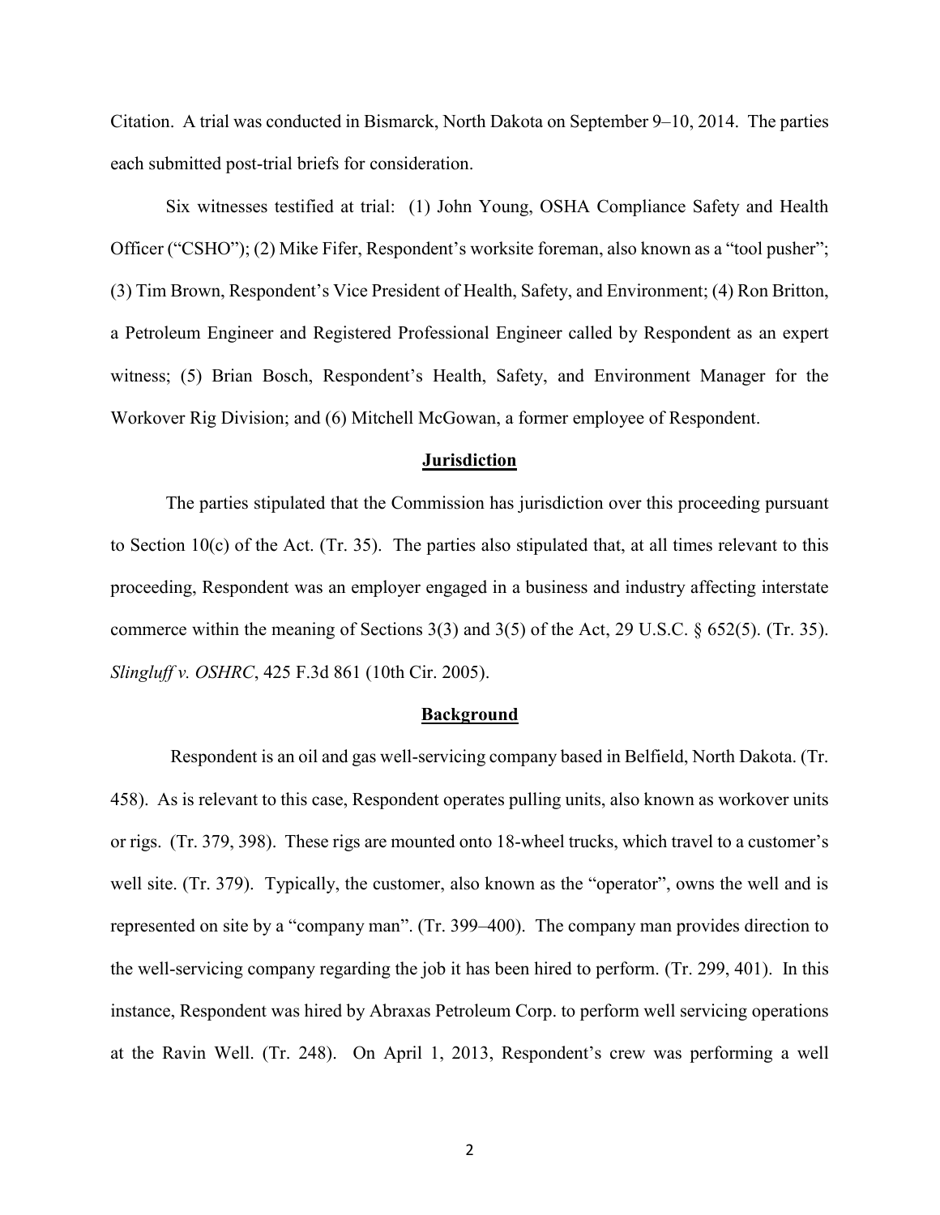Citation. A trial was conducted in Bismarck, North Dakota on September 9–10, 2014. The parties each submitted post-trial briefs for consideration.

Six witnesses testified at trial: (1) John Young, OSHA Compliance Safety and Health Officer ("CSHO"); (2) Mike Fifer, Respondent's worksite foreman, also known as a "tool pusher"; (3) Tim Brown, Respondent's Vice President of Health, Safety, and Environment; (4) Ron Britton, a Petroleum Engineer and Registered Professional Engineer called by Respondent as an expert witness; (5) Brian Bosch, Respondent's Health, Safety, and Environment Manager for the Workover Rig Division; and (6) Mitchell McGowan, a former employee of Respondent.

## Jurisdiction

The parties stipulated that the Commission has jurisdiction over this proceeding pursuant to Section 10(c) of the Act. (Tr. 35). The parties also stipulated that, at all times relevant to this proceeding, Respondent was an employer engaged in a business and industry affecting interstate commerce within the meaning of Sections 3(3) and 3(5) of the Act, 29 U.S.C. § 652(5). (Tr. 35). *Slingluff v. OSHRC*, 425 F.3d 861 (10th Cir. 2005).

## Background

Respondent is an oil and gas well-servicing company based in Belfield, North Dakota. (Tr. 458). As is relevant to this case, Respondent operates pulling units, also known as workover units or rigs. (Tr. 379, 398). These rigs are mounted onto 18-wheel trucks, which travel to a customer's well site. (Tr. 379). Typically, the customer, also known as the "operator", owns the well and is represented on site by a "company man". (Tr. 399–400). The company man provides direction to the well-servicing company regarding the job it has been hired to perform. (Tr. 299, 401). In this instance, Respondent was hired by Abraxas Petroleum Corp. to perform well servicing operations at the Ravin Well. (Tr. 248). On April 1, 2013, Respondent's crew was performing a well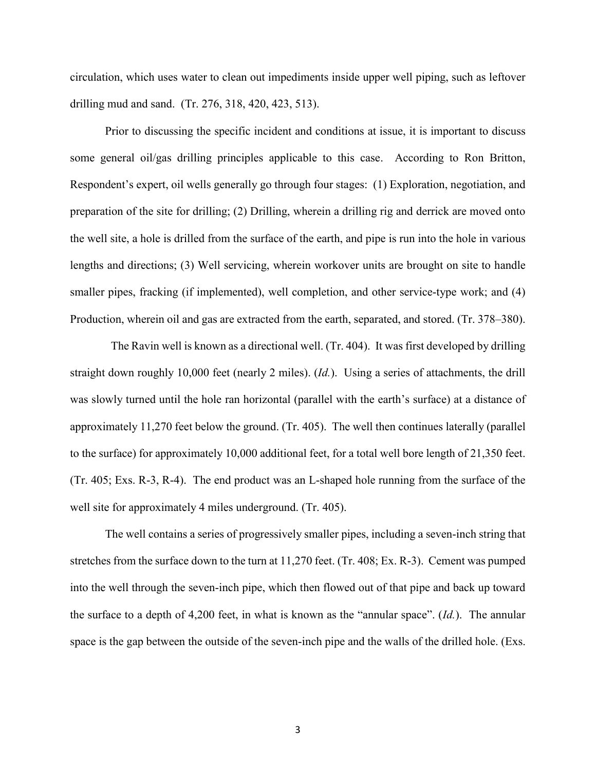circulation, which uses water to clean out impediments inside upper well piping, such as leftover drilling mud and sand. (Tr. 276, 318, 420, 423, 513).

Prior to discussing the specific incident and conditions at issue, it is important to discuss some general oil/gas drilling principles applicable to this case. According to Ron Britton, Respondent's expert, oil wells generally go through four stages: (1) Exploration, negotiation, and preparation of the site for drilling; (2) Drilling, wherein a drilling rig and derrick are moved onto the well site, a hole is drilled from the surface of the earth, and pipe is run into the hole in various lengths and directions; (3) Well servicing, wherein workover units are brought on site to handle smaller pipes, fracking (if implemented), well completion, and other service-type work; and (4) Production, wherein oil and gas are extracted from the earth, separated, and stored. (Tr. 378–380).

The Ravin well is known as a directional well. (Tr. 404). It was first developed by drilling straight down roughly 10,000 feet (nearly 2 miles). (*Id.*). Using a series of attachments, the drill was slowly turned until the hole ran horizontal (parallel with the earth's surface) at a distance of approximately 11,270 feet below the ground. (Tr. 405). The well then continues laterally (parallel to the surface) for approximately 10,000 additional feet, for a total well bore length of 21,350 feet. (Tr. 405; Exs. R-3, R-4). The end product was an L-shaped hole running from the surface of the well site for approximately 4 miles underground. (Tr. 405).

The well contains a series of progressively smaller pipes, including a seven-inch string that stretches from the surface down to the turn at 11,270 feet. (Tr. 408; Ex. R-3). Cement was pumped into the well through the seven-inch pipe, which then flowed out of that pipe and back up toward the surface to a depth of 4,200 feet, in what is known as the "annular space". (*Id.*). The annular space is the gap between the outside of the seven-inch pipe and the walls of the drilled hole. (Exs.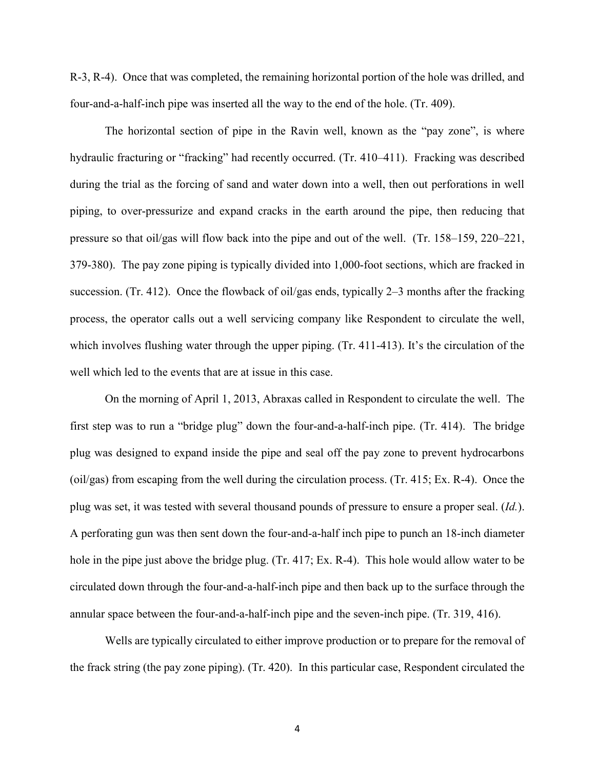R-3, R-4). Once that was completed, the remaining horizontal portion of the hole was drilled, and four-and-a-half-inch pipe was inserted all the way to the end of the hole. (Tr. 409).

The horizontal section of pipe in the Ravin well, known as the "pay zone", is where hydraulic fracturing or "fracking" had recently occurred. (Tr. 410–411). Fracking was described during the trial as the forcing of sand and water down into a well, then out perforations in well piping, to over-pressurize and expand cracks in the earth around the pipe, then reducing that pressure so that oil/gas will flow back into the pipe and out of the well. (Tr. 158–159, 220–221, 379-380). The pay zone piping is typically divided into 1,000-foot sections, which are fracked in succession. (Tr. 412). Once the flowback of oil/gas ends, typically 2–3 months after the fracking process, the operator calls out a well servicing company like Respondent to circulate the well, which involves flushing water through the upper piping. (Tr. 411-413). It's the circulation of the well which led to the events that are at issue in this case.

On the morning of April 1, 2013, Abraxas called in Respondent to circulate the well. The first step was to run a "bridge plug" down the four-and-a-half-inch pipe. (Tr. 414). The bridge plug was designed to expand inside the pipe and seal off the pay zone to prevent hydrocarbons (oil/gas) from escaping from the well during the circulation process. (Tr. 415; Ex. R-4). Once the plug was set, it was tested with several thousand pounds of pressure to ensure a proper seal. (*Id.*). A perforating gun was then sent down the four-and-a-half inch pipe to punch an 18-inch diameter hole in the pipe just above the bridge plug. (Tr. 417; Ex. R-4). This hole would allow water to be circulated down through the four-and-a-half-inch pipe and then back up to the surface through the annular space between the four-and-a-half-inch pipe and the seven-inch pipe. (Tr. 319, 416).

Wells are typically circulated to either improve production or to prepare for the removal of the frack string (the pay zone piping). (Tr. 420). In this particular case, Respondent circulated the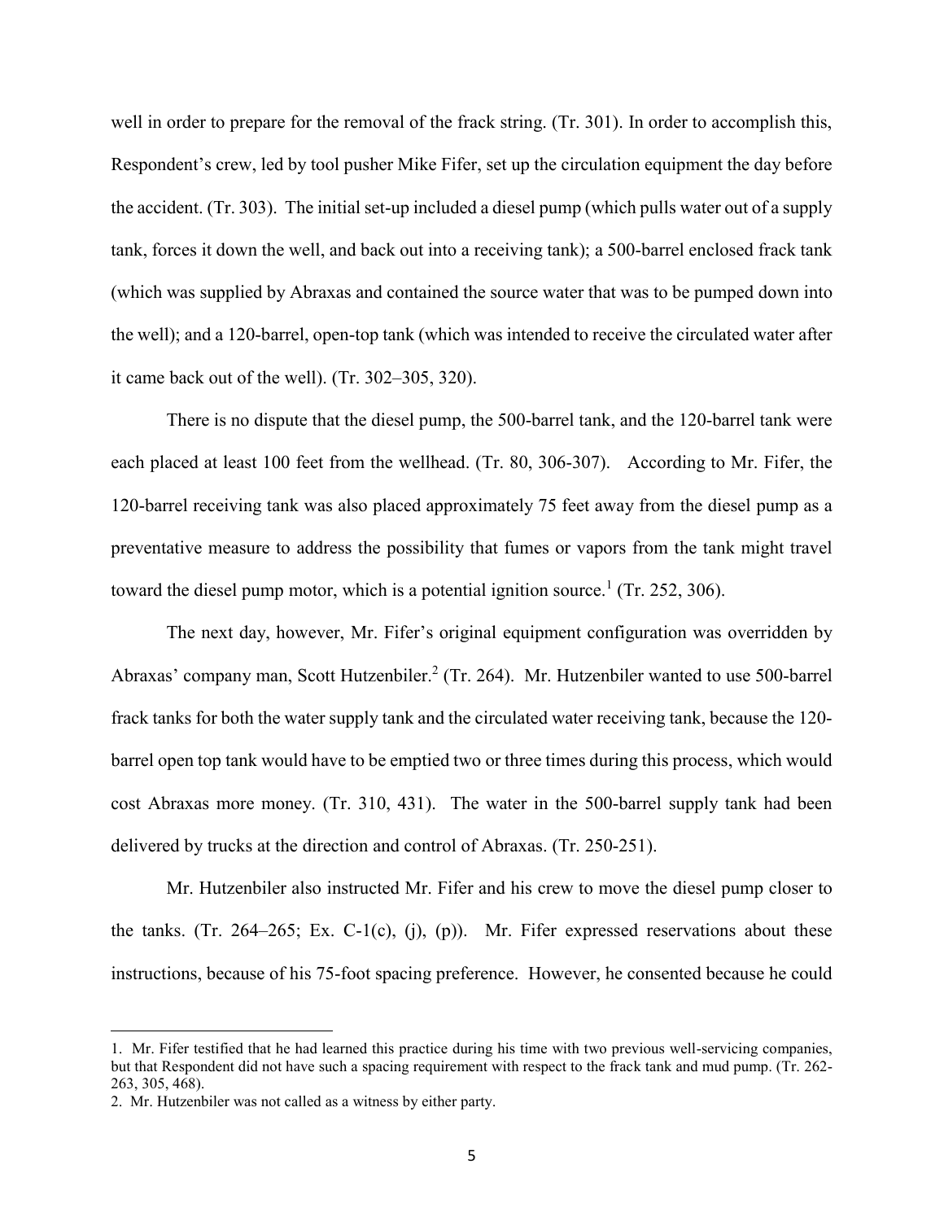well in order to prepare for the removal of the frack string. (Tr. 301). In order to accomplish this, Respondent's crew, led by tool pusher Mike Fifer, set up the circulation equipment the day before the accident. (Tr. 303). The initial set-up included a diesel pump (which pulls water out of a supply tank, forces it down the well, and back out into a receiving tank); a 500-barrel enclosed frack tank (which was supplied by Abraxas and contained the source water that was to be pumped down into the well); and a 120-barrel, open-top tank (which was intended to receive the circulated water after it came back out of the well). (Tr. 302–305, 320).

There is no dispute that the diesel pump, the 500-barrel tank, and the 120-barrel tank were each placed at least 100 feet from the wellhead. (Tr. 80, 306-307). According to Mr. Fifer, the 120-barrel receiving tank was also placed approximately 75 feet away from the diesel pump as a preventative measure to address the possibility that fumes or vapors from the tank might travel toward the diesel pump motor, which is a potential ignition source.[1] (Tr. 252, 306).

The next day, however, Mr. Fifer's original equipment configuration was overridden by Abraxas' company man, Scott Hutzenbiler.[2] (Tr. 264). Mr. Hutzenbiler wanted to use 500-barrel frack tanks for both the water supply tank and the circulated water receiving tank, because the 120-barrel open top tank would have to be emptied two or three times during this process, which would cost Abraxas more money. (Tr. 310, 431). The water in the 500-barrel supply tank had been delivered by trucks at the direction and control of Abraxas. (Tr. 250-251).

Mr. Hutzenbiler also instructed Mr. Fifer and his crew to move the diesel pump closer to the tanks. (Tr. 264–265; Ex. C-1(c), (j), (p)). Mr. Fifer expressed reservations about these instructions, because of his 75-foot spacing preference. However, he consented because he could

---

1. Mr. Fifer testified that he had learned this practice during his time with two previous well-servicing companies, but that Respondent did not have such a spacing requirement with respect to the frack tank and mud pump. (Tr. 262-263, 305, 468).

2. Mr. Hutzenbiler was not called as a witness by either party.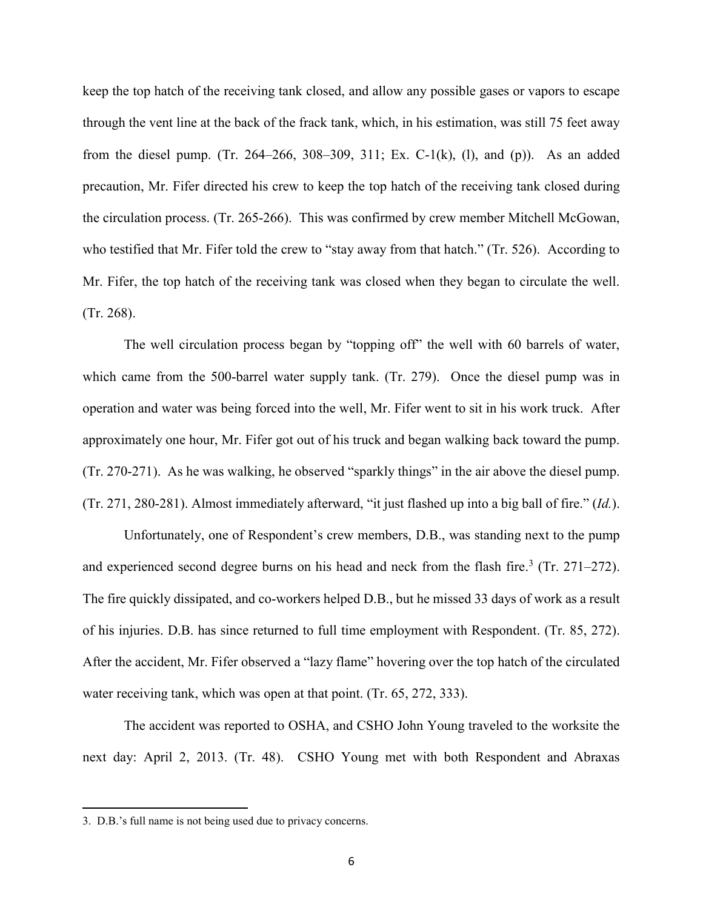keep the top hatch of the receiving tank closed, and allow any possible gases or vapors to escape through the vent line at the back of the frack tank, which, in his estimation, was still 75 feet away from the diesel pump. (Tr. 264–266, 308–309, 311; Ex. C-1(k), (l), and (p)). As an added precaution, Mr. Fifer directed his crew to keep the top hatch of the receiving tank closed during the circulation process. (Tr. 265-266). This was confirmed by crew member Mitchell McGowan, who testified that Mr. Fifer told the crew to "stay away from that hatch." (Tr. 526). According to Mr. Fifer, the top hatch of the receiving tank was closed when they began to circulate the well. (Tr. 268).

The well circulation process began by "topping off" the well with 60 barrels of water, which came from the 500-barrel water supply tank. (Tr. 279). Once the diesel pump was in operation and water was being forced into the well, Mr. Fifer went to sit in his work truck. After approximately one hour, Mr. Fifer got out of his truck and began walking back toward the pump. (Tr. 270-271). As he was walking, he observed "sparkly things" in the air above the diesel pump. (Tr. 271, 280-281). Almost immediately afterward, "it just flashed up into a big ball of fire." (*Id.*).

Unfortunately, one of Respondent's crew members, D.B., was standing next to the pump and experienced second degree burns on his head and neck from the flash fire.[3] (Tr. 271–272). The fire quickly dissipated, and co-workers helped D.B., but he missed 33 days of work as a result of his injuries. D.B. has since returned to full time employment with Respondent. (Tr. 85, 272). After the accident, Mr. Fifer observed a "lazy flame" hovering over the top hatch of the circulated water receiving tank, which was open at that point. (Tr. 65, 272, 333).

The accident was reported to OSHA, and CSHO John Young traveled to the worksite the next day: April 2, 2013. (Tr. 48). CSHO Young met with both Respondent and Abraxas

---

3. D.B.'s full name is not being used due to privacy concerns.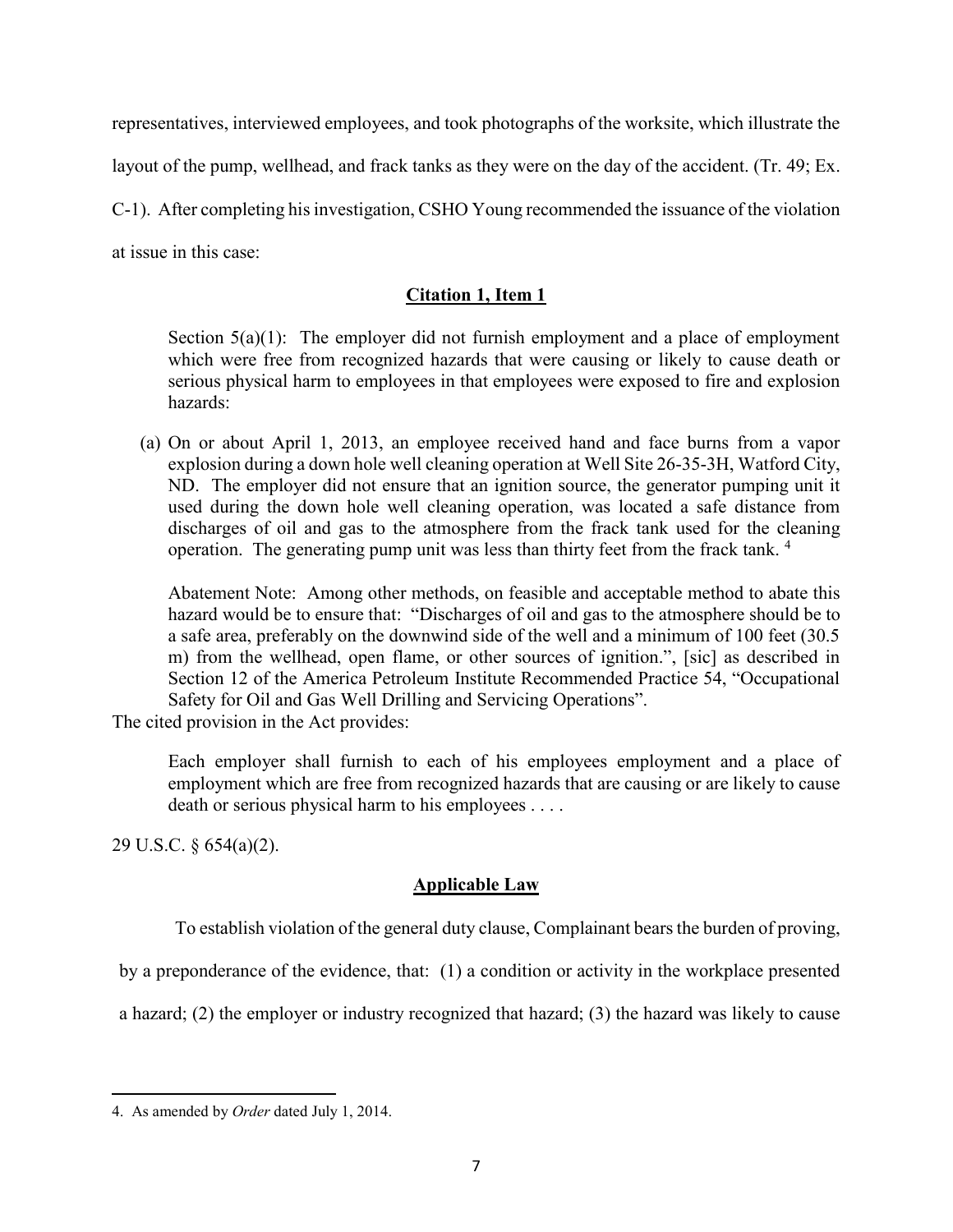representatives, interviewed employees, and took photographs of the worksite, which illustrate the layout of the pump, wellhead, and frack tanks as they were on the day of the accident. (Tr. 49; Ex. C-1). After completing his investigation, CSHO Young recommended the issuance of the violation at issue in this case:

## **Citation 1, Item 1**

> Section 5(a)(1): The employer did not furnish employment and a place of employment which were free from recognized hazards that were causing or likely to cause death or serious physical harm to employees in that employees were exposed to fire and explosion hazards:
>
> (a) On or about April 1, 2013, an employee received hand and face burns from a vapor explosion during a down hole well cleaning operation at Well Site 26-35-3H, Watford City, ND. The employer did not ensure that an ignition source, the generator pumping unit it used during the down hole well cleaning operation, was located a safe distance from discharges of oil and gas to the atmosphere from the frack tank used for the cleaning operation. The generating pump unit was less than thirty feet from the frack tank. [4]
>
> Abatement Note: Among other methods, on feasible and acceptable method to abate this hazard would be to ensure that: "Discharges of oil and gas to the atmosphere should be to a safe area, preferably on the downwind side of the well and a minimum of 100 feet (30.5 m) from the wellhead, open flame, or other sources of ignition.", [sic] as described in Section 12 of the America Petroleum Institute Recommended Practice 54, "Occupational Safety for Oil and Gas Well Drilling and Servicing Operations".

The cited provision in the Act provides:

> Each employer shall furnish to each of his employees employment and a place of employment which are free from recognized hazards that are causing or are likely to cause death or serious physical harm to his employees . . . .

29 U.S.C. § 654(a)(2).

## **Applicable Law**

To establish violation of the general duty clause, Complainant bears the burden of proving, by a preponderance of the evidence, that: (1) a condition or activity in the workplace presented a hazard; (2) the employer or industry recognized that hazard; (3) the hazard was likely to cause

---

4. As amended by *Order* dated July 1, 2014.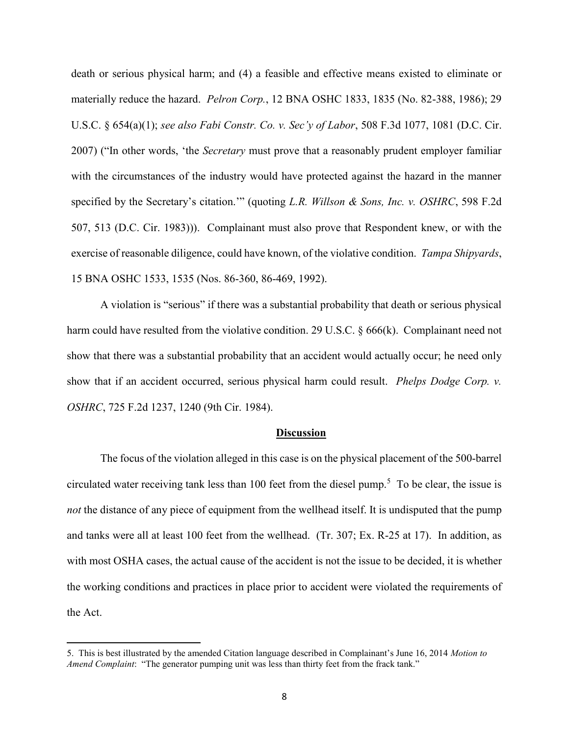death or serious physical harm; and (4) a feasible and effective means existed to eliminate or materially reduce the hazard. *Pelron Corp.*, 12 BNA OSHC 1833, 1835 (No. 82-388, 1986); 29 U.S.C. § 654(a)(1); *see also Fabi Constr. Co. v. Sec'y of Labor*, 508 F.3d 1077, 1081 (D.C. Cir. 2007) ("In other words, 'the *Secretary* must prove that a reasonably prudent employer familiar with the circumstances of the industry would have protected against the hazard in the manner specified by the Secretary's citation.'" (quoting *L.R. Willson & Sons, Inc. v. OSHRC*, 598 F.2d 507, 513 (D.C. Cir. 1983))). Complainant must also prove that Respondent knew, or with the exercise of reasonable diligence, could have known, of the violative condition. *Tampa Shipyards*, 15 BNA OSHC 1533, 1535 (Nos. 86-360, 86-469, 1992).

A violation is "serious" if there was a substantial probability that death or serious physical harm could have resulted from the violative condition. 29 U.S.C. § 666(k). Complainant need not show that there was a substantial probability that an accident would actually occur; he need only show that if an accident occurred, serious physical harm could result. *Phelps Dodge Corp. v. OSHRC*, 725 F.2d 1237, 1240 (9th Cir. 1984).

## **Discussion**

The focus of the violation alleged in this case is on the physical placement of the 500-barrel circulated water receiving tank less than 100 feet from the diesel pump.[5] To be clear, the issue is *not* the distance of any piece of equipment from the wellhead itself. It is undisputed that the pump and tanks were all at least 100 feet from the wellhead. (Tr. 307; Ex. R-25 at 17). In addition, as with most OSHA cases, the actual cause of the accident is not the issue to be decided, it is whether the working conditions and practices in place prior to accident were violated the requirements of the Act.

---

5. This is best illustrated by the amended Citation language described in Complainant's June 16, 2014 *Motion to Amend Complaint*: "The generator pumping unit was less than thirty feet from the frack tank."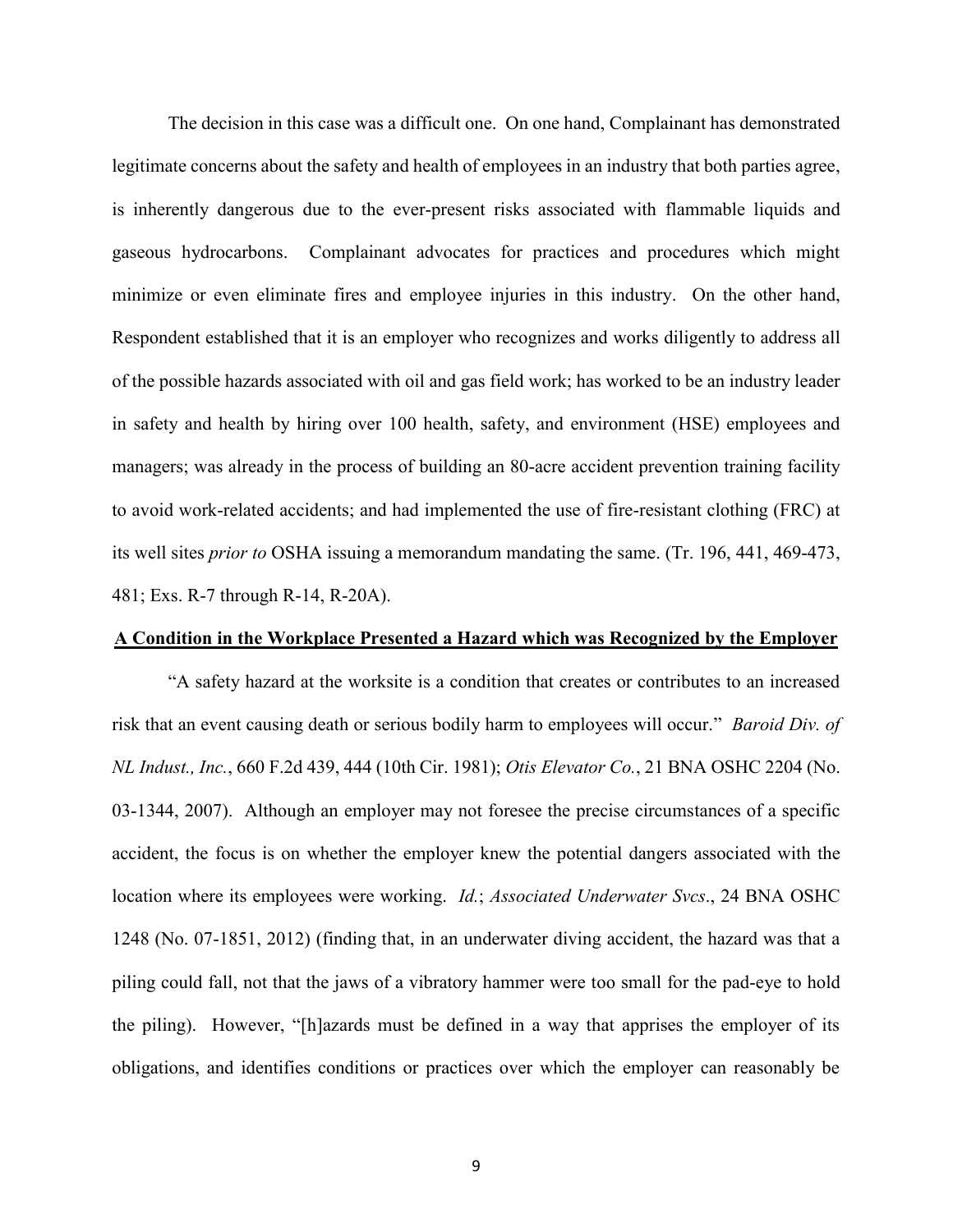The decision in this case was a difficult one. On one hand, Complainant has demonstrated legitimate concerns about the safety and health of employees in an industry that both parties agree, is inherently dangerous due to the ever-present risks associated with flammable liquids and gaseous hydrocarbons. Complainant advocates for practices and procedures which might minimize or even eliminate fires and employee injuries in this industry. On the other hand, Respondent established that it is an employer who recognizes and works diligently to address all of the possible hazards associated with oil and gas field work; has worked to be an industry leader in safety and health by hiring over 100 health, safety, and environment (HSE) employees and managers; was already in the process of building an 80-acre accident prevention training facility to avoid work-related accidents; and had implemented the use of fire-resistant clothing (FRC) at its well sites *prior to* OSHA issuing a memorandum mandating the same. (Tr. 196, 441, 469-473, 481; Exs. R-7 through R-14, R-20A).

**A Condition in the Workplace Presented a Hazard which was Recognized by the Employer**

"A safety hazard at the worksite is a condition that creates or contributes to an increased risk that an event causing death or serious bodily harm to employees will occur." *Baroid Div. of NL Indust., Inc.*, 660 F.2d 439, 444 (10th Cir. 1981); *Otis Elevator Co.*, 21 BNA OSHC 2204 (No. 03-1344, 2007). Although an employer may not foresee the precise circumstances of a specific accident, the focus is on whether the employer knew the potential dangers associated with the location where its employees were working. *Id.*; *Associated Underwater Svcs*., 24 BNA OSHC 1248 (No. 07-1851, 2012) (finding that, in an underwater diving accident, the hazard was that a piling could fall, not that the jaws of a vibratory hammer were too small for the pad-eye to hold the piling). However, "[h]azards must be defined in a way that apprises the employer of its obligations, and identifies conditions or practices over which the employer can reasonably be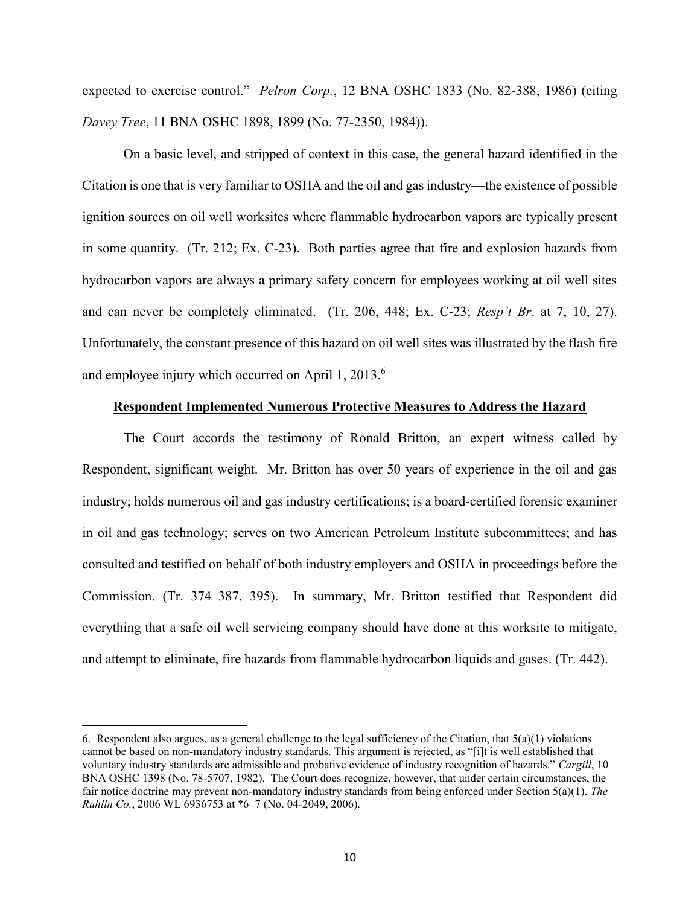expected to exercise control." *Pelron Corp.*, 12 BNA OSHC 1833 (No. 82-388, 1986) (citing *Davey Tree*, 11 BNA OSHC 1898, 1899 (No. 77-2350, 1984)).

On a basic level, and stripped of context in this case, the general hazard identified in the Citation is one that is very familiar to OSHA and the oil and gas industry—the existence of possible ignition sources on oil well worksites where flammable hydrocarbon vapors are typically present in some quantity. (Tr. 212; Ex. C-23). Both parties agree that fire and explosion hazards from hydrocarbon vapors are always a primary safety concern for employees working at oil well sites and can never be completely eliminated. (Tr. 206, 448; Ex. C-23; *Resp't Br*. at 7, 10, 27). Unfortunately, the constant presence of this hazard on oil well sites was illustrated by the flash fire and employee injury which occurred on April 1, 2013.[6]

**Respondent Implemented Numerous Protective Measures to Address the Hazard**

The Court accords the testimony of Ronald Britton, an expert witness called by Respondent, significant weight. Mr. Britton has over 50 years of experience in the oil and gas industry; holds numerous oil and gas industry certifications; is a board-certified forensic examiner in oil and gas technology; serves on two American Petroleum Institute subcommittees; and has consulted and testified on behalf of both industry employers and OSHA in proceedings before the Commission. (Tr. 374–387, 395). In summary, Mr. Britton testified that Respondent did everything that a safe oil well servicing company should have done at this worksite to mitigate, and attempt to eliminate, fire hazards from flammable hydrocarbon liquids and gases. (Tr. 442).

---

6. Respondent also argues, as a general challenge to the legal sufficiency of the Citation, that 5(a)(1) violations cannot be based on non-mandatory industry standards. This argument is rejected, as "[i]t is well established that voluntary industry standards are admissible and probative evidence of industry recognition of hazards." *Cargill*, 10 BNA OSHC 1398 (No. 78-5707, 1982). The Court does recognize, however, that under certain circumstances, the fair notice doctrine may prevent non-mandatory industry standards from being enforced under Section 5(a)(1). *The Ruhlin Co.*, 2006 WL 6936753 at *6–7 (No. 04-2049, 2006).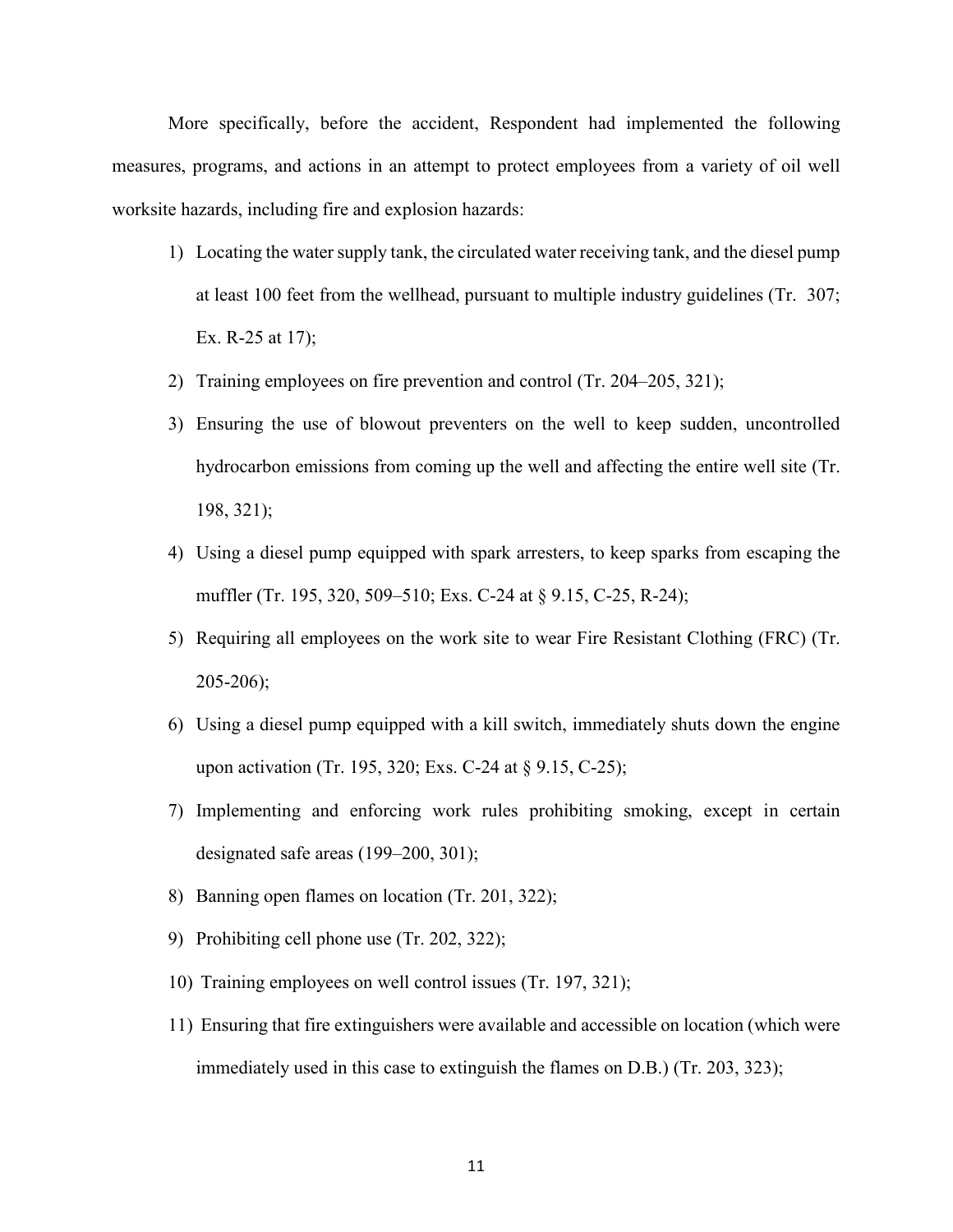More specifically, before the accident, Respondent had implemented the following measures, programs, and actions in an attempt to protect employees from a variety of oil well worksite hazards, including fire and explosion hazards:

1) Locating the water supply tank, the circulated water receiving tank, and the diesel pump at least 100 feet from the wellhead, pursuant to multiple industry guidelines (Tr. 307; Ex. R-25 at 17);
2) Training employees on fire prevention and control (Tr. 204–205, 321);
3) Ensuring the use of blowout preventers on the well to keep sudden, uncontrolled hydrocarbon emissions from coming up the well and affecting the entire well site (Tr. 198, 321);
4) Using a diesel pump equipped with spark arresters, to keep sparks from escaping the muffler (Tr. 195, 320, 509–510; Exs. C-24 at § 9.15, C-25, R-24);
5) Requiring all employees on the work site to wear Fire Resistant Clothing (FRC) (Tr. 205-206);
6) Using a diesel pump equipped with a kill switch, immediately shuts down the engine upon activation (Tr. 195, 320; Exs. C-24 at § 9.15, C-25);
7) Implementing and enforcing work rules prohibiting smoking, except in certain designated safe areas (199–200, 301);
8) Banning open flames on location (Tr. 201, 322);
9) Prohibiting cell phone use (Tr. 202, 322);
10) Training employees on well control issues (Tr. 197, 321);
11) Ensuring that fire extinguishers were available and accessible on location (which were immediately used in this case to extinguish the flames on D.B.) (Tr. 203, 323);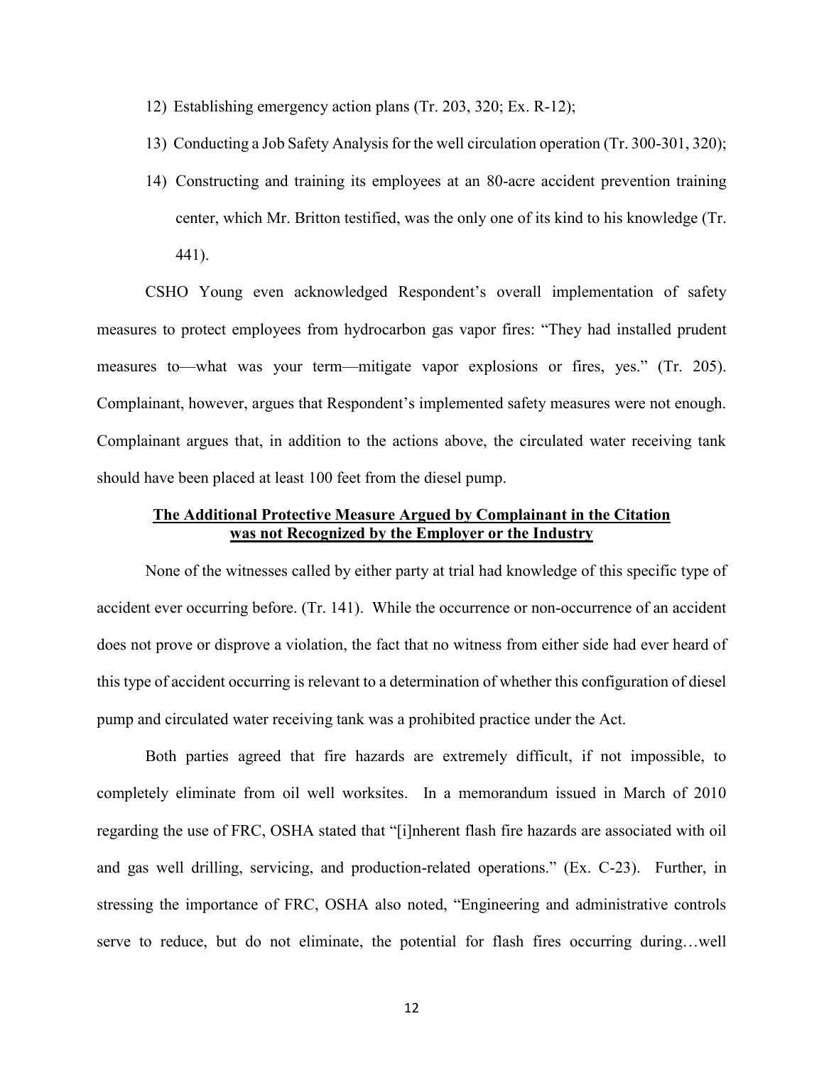12) Establishing emergency action plans (Tr. 203, 320; Ex. R-12);

13) Conducting a Job Safety Analysis for the well circulation operation (Tr. 300-301, 320);

14) Constructing and training its employees at an 80-acre accident prevention training center, which Mr. Britton testified, was the only one of its kind to his knowledge (Tr. 441).

CSHO Young even acknowledged Respondent's overall implementation of safety measures to protect employees from hydrocarbon gas vapor fires: "They had installed prudent measures to—what was your term—mitigate vapor explosions or fires, yes." (Tr. 205). Complainant, however, argues that Respondent's implemented safety measures were not enough. Complainant argues that, in addition to the actions above, the circulated water receiving tank should have been placed at least 100 feet from the diesel pump.

**The Additional Protective Measure Argued by Complainant in the Citation was not Recognized by the Employer or the Industry**

None of the witnesses called by either party at trial had knowledge of this specific type of accident ever occurring before. (Tr. 141). While the occurrence or non-occurrence of an accident does not prove or disprove a violation, the fact that no witness from either side had ever heard of this type of accident occurring is relevant to a determination of whether this configuration of diesel pump and circulated water receiving tank was a prohibited practice under the Act.

Both parties agreed that fire hazards are extremely difficult, if not impossible, to completely eliminate from oil well worksites. In a memorandum issued in March of 2010 regarding the use of FRC, OSHA stated that "[i]nherent flash fire hazards are associated with oil and gas well drilling, servicing, and production-related operations." (Ex. C-23). Further, in stressing the importance of FRC, OSHA also noted, "Engineering and administrative controls serve to reduce, but do not eliminate, the potential for flash fires occurring during…well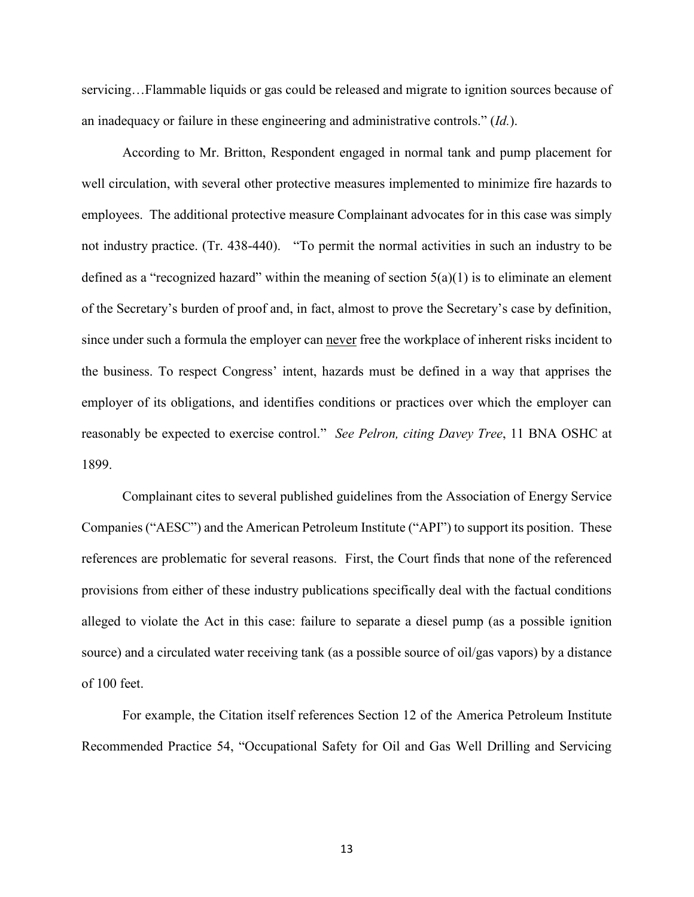servicing…Flammable liquids or gas could be released and migrate to ignition sources because of an inadequacy or failure in these engineering and administrative controls." (*Id.*).

According to Mr. Britton, Respondent engaged in normal tank and pump placement for well circulation, with several other protective measures implemented to minimize fire hazards to employees. The additional protective measure Complainant advocates for in this case was simply not industry practice. (Tr. 438-440). "To permit the normal activities in such an industry to be defined as a "recognized hazard" within the meaning of section 5(a)(1) is to eliminate an element of the Secretary's burden of proof and, in fact, almost to prove the Secretary's case by definition, since under such a formula the employer can never free the workplace of inherent risks incident to the business. To respect Congress' intent, hazards must be defined in a way that apprises the employer of its obligations, and identifies conditions or practices over which the employer can reasonably be expected to exercise control." *See Pelron, citing Davey Tree*, 11 BNA OSHC at 1899.

Complainant cites to several published guidelines from the Association of Energy Service Companies ("AESC") and the American Petroleum Institute ("API") to support its position. These references are problematic for several reasons. First, the Court finds that none of the referenced provisions from either of these industry publications specifically deal with the factual conditions alleged to violate the Act in this case: failure to separate a diesel pump (as a possible ignition source) and a circulated water receiving tank (as a possible source of oil/gas vapors) by a distance of 100 feet.

For example, the Citation itself references Section 12 of the America Petroleum Institute Recommended Practice 54, "Occupational Safety for Oil and Gas Well Drilling and Servicing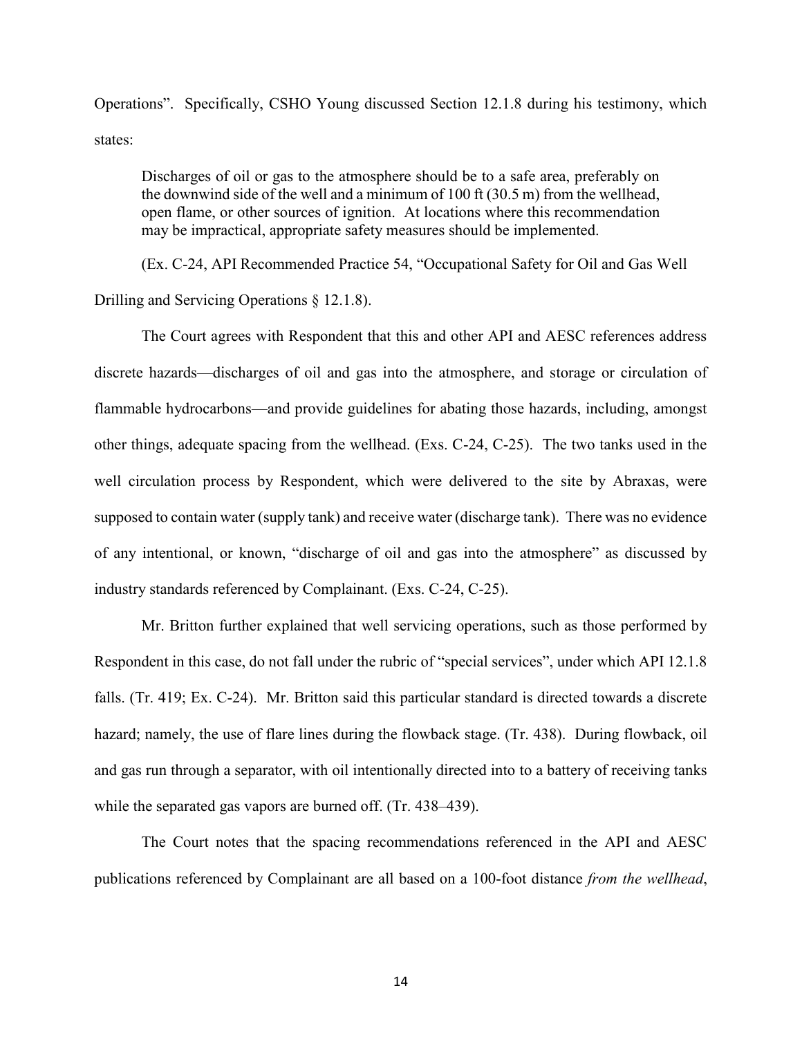Operations". Specifically, CSHO Young discussed Section 12.1.8 during his testimony, which states:

> Discharges of oil or gas to the atmosphere should be to a safe area, preferably on the downwind side of the well and a minimum of 100 ft (30.5 m) from the wellhead, open flame, or other sources of ignition. At locations where this recommendation may be impractical, appropriate safety measures should be implemented.

(Ex. C-24, API Recommended Practice 54, "Occupational Safety for Oil and Gas Well Drilling and Servicing Operations § 12.1.8).

The Court agrees with Respondent that this and other API and AESC references address discrete hazards—discharges of oil and gas into the atmosphere, and storage or circulation of flammable hydrocarbons—and provide guidelines for abating those hazards, including, amongst other things, adequate spacing from the wellhead. (Exs. C-24, C-25). The two tanks used in the well circulation process by Respondent, which were delivered to the site by Abraxas, were supposed to contain water (supply tank) and receive water (discharge tank). There was no evidence of any intentional, or known, "discharge of oil and gas into the atmosphere" as discussed by industry standards referenced by Complainant. (Exs. C-24, C-25).

Mr. Britton further explained that well servicing operations, such as those performed by Respondent in this case, do not fall under the rubric of "special services", under which API 12.1.8 falls. (Tr. 419; Ex. C-24). Mr. Britton said this particular standard is directed towards a discrete hazard; namely, the use of flare lines during the flowback stage. (Tr. 438). During flowback, oil and gas run through a separator, with oil intentionally directed into to a battery of receiving tanks while the separated gas vapors are burned off. (Tr. 438–439).

The Court notes that the spacing recommendations referenced in the API and AESC publications referenced by Complainant are all based on a 100-foot distance *from the wellhead*,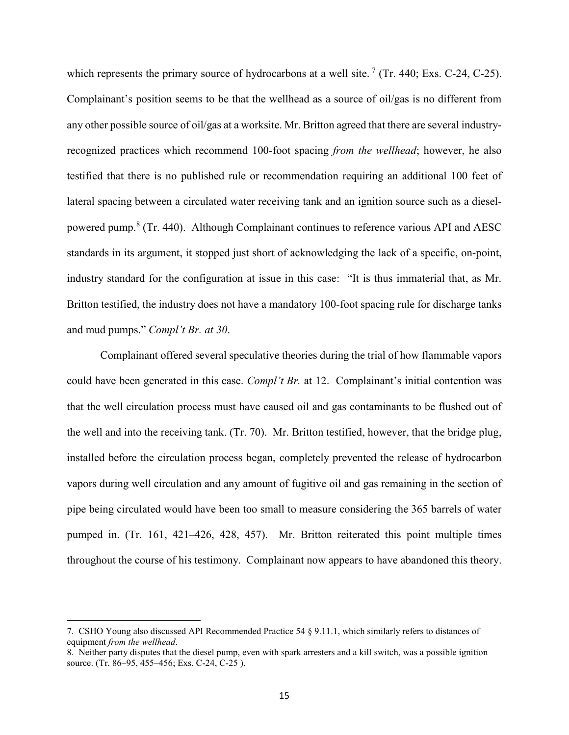which represents the primary source of hydrocarbons at a well site. [7] (Tr. 440; Exs. C-24, C-25). Complainant's position seems to be that the wellhead as a source of oil/gas is no different from any other possible source of oil/gas at a worksite. Mr. Britton agreed that there are several industry-recognized practices which recommend 100-foot spacing *from the wellhead*; however, he also testified that there is no published rule or recommendation requiring an additional 100 feet of lateral spacing between a circulated water receiving tank and an ignition source such as a diesel-powered pump.[8] (Tr. 440). Although Complainant continues to reference various API and AESC standards in its argument, it stopped just short of acknowledging the lack of a specific, on-point, industry standard for the configuration at issue in this case: "It is thus immaterial that, as Mr. Britton testified, the industry does not have a mandatory 100-foot spacing rule for discharge tanks and mud pumps." *Compl't Br. at 30*.

Complainant offered several speculative theories during the trial of how flammable vapors could have been generated in this case. *Compl't Br.* at 12. Complainant's initial contention was that the well circulation process must have caused oil and gas contaminants to be flushed out of the well and into the receiving tank. (Tr. 70). Mr. Britton testified, however, that the bridge plug, installed before the circulation process began, completely prevented the release of hydrocarbon vapors during well circulation and any amount of fugitive oil and gas remaining in the section of pipe being circulated would have been too small to measure considering the 365 barrels of water pumped in. (Tr. 161, 421–426, 428, 457). Mr. Britton reiterated this point multiple times throughout the course of his testimony. Complainant now appears to have abandoned this theory.

---

7. CSHO Young also discussed API Recommended Practice 54 § 9.11.1, which similarly refers to distances of equipment *from the wellhead*.

8. Neither party disputes that the diesel pump, even with spark arresters and a kill switch, was a possible ignition source. (Tr. 86–95, 455–456; Exs. C-24, C-25 ).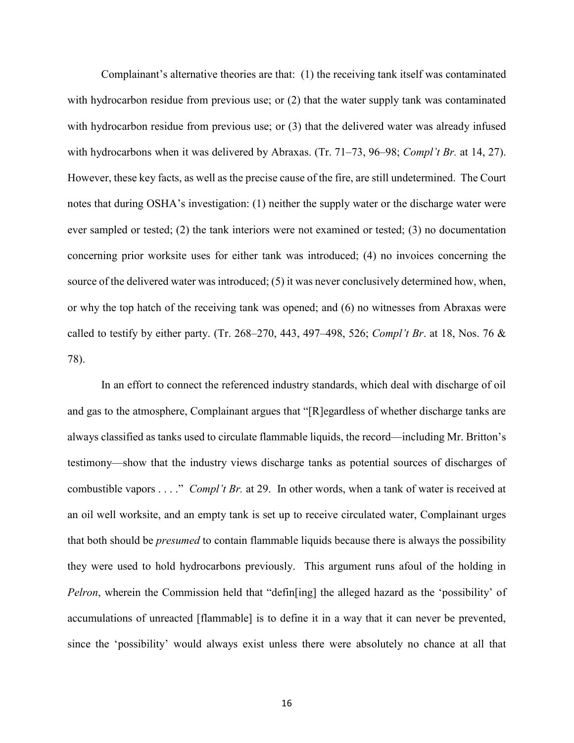Complainant's alternative theories are that: (1) the receiving tank itself was contaminated with hydrocarbon residue from previous use; or (2) that the water supply tank was contaminated with hydrocarbon residue from previous use; or (3) that the delivered water was already infused with hydrocarbons when it was delivered by Abraxas. (Tr. 71–73, 96–98; *Compl't Br.* at 14, 27). However, these key facts, as well as the precise cause of the fire, are still undetermined. The Court notes that during OSHA's investigation: (1) neither the supply water or the discharge water were ever sampled or tested; (2) the tank interiors were not examined or tested; (3) no documentation concerning prior worksite uses for either tank was introduced; (4) no invoices concerning the source of the delivered water was introduced; (5) it was never conclusively determined how, when, or why the top hatch of the receiving tank was opened; and (6) no witnesses from Abraxas were called to testify by either party. (Tr. 268–270, 443, 497–498, 526; *Compl't Br*. at 18, Nos. 76 & 78).

In an effort to connect the referenced industry standards, which deal with discharge of oil and gas to the atmosphere, Complainant argues that "[R]egardless of whether discharge tanks are always classified as tanks used to circulate flammable liquids, the record—including Mr. Britton's testimony—show that the industry views discharge tanks as potential sources of discharges of combustible vapors . . . ." *Compl't Br.* at 29. In other words, when a tank of water is received at an oil well worksite, and an empty tank is set up to receive circulated water, Complainant urges that both should be *presumed* to contain flammable liquids because there is always the possibility they were used to hold hydrocarbons previously. This argument runs afoul of the holding in *Pelron*, wherein the Commission held that "defin[ing] the alleged hazard as the 'possibility' of accumulations of unreacted [flammable] is to define it in a way that it can never be prevented, since the 'possibility' would always exist unless there were absolutely no chance at all that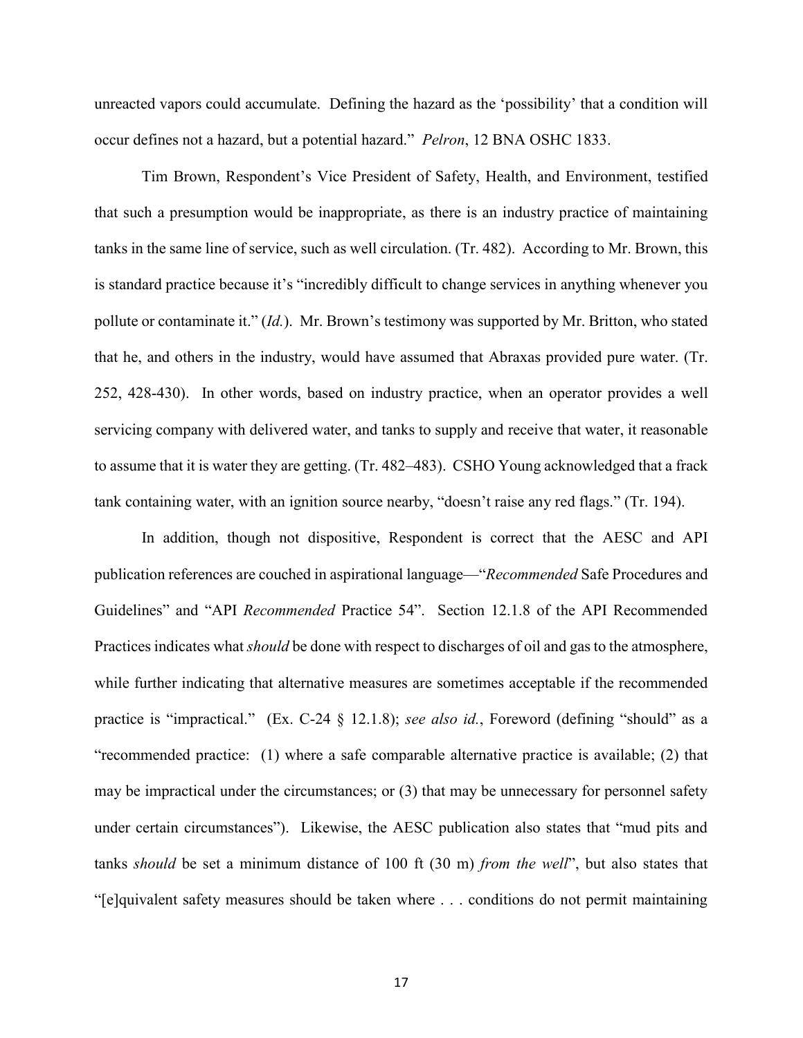unreacted vapors could accumulate. Defining the hazard as the 'possibility' that a condition will occur defines not a hazard, but a potential hazard." *Pelron*, 12 BNA OSHC 1833.

Tim Brown, Respondent's Vice President of Safety, Health, and Environment, testified that such a presumption would be inappropriate, as there is an industry practice of maintaining tanks in the same line of service, such as well circulation. (Tr. 482). According to Mr. Brown, this is standard practice because it's "incredibly difficult to change services in anything whenever you pollute or contaminate it." (*Id.*). Mr. Brown's testimony was supported by Mr. Britton, who stated that he, and others in the industry, would have assumed that Abraxas provided pure water. (Tr. 252, 428-430). In other words, based on industry practice, when an operator provides a well servicing company with delivered water, and tanks to supply and receive that water, it reasonable to assume that it is water they are getting. (Tr. 482–483). CSHO Young acknowledged that a frack tank containing water, with an ignition source nearby, "doesn't raise any red flags." (Tr. 194).

In addition, though not dispositive, Respondent is correct that the AESC and API publication references are couched in aspirational language—"*Recommended* Safe Procedures and Guidelines" and "API *Recommended* Practice 54". Section 12.1.8 of the API Recommended Practices indicates what *should* be done with respect to discharges of oil and gas to the atmosphere, while further indicating that alternative measures are sometimes acceptable if the recommended practice is "impractical." (Ex. C-24 § 12.1.8); *see also id.*, Foreword (defining "should" as a "recommended practice: (1) where a safe comparable alternative practice is available; (2) that may be impractical under the circumstances; or (3) that may be unnecessary for personnel safety under certain circumstances"). Likewise, the AESC publication also states that "mud pits and tanks *should* be set a minimum distance of 100 ft (30 m) *from the well*", but also states that "[e]quivalent safety measures should be taken where . . . conditions do not permit maintaining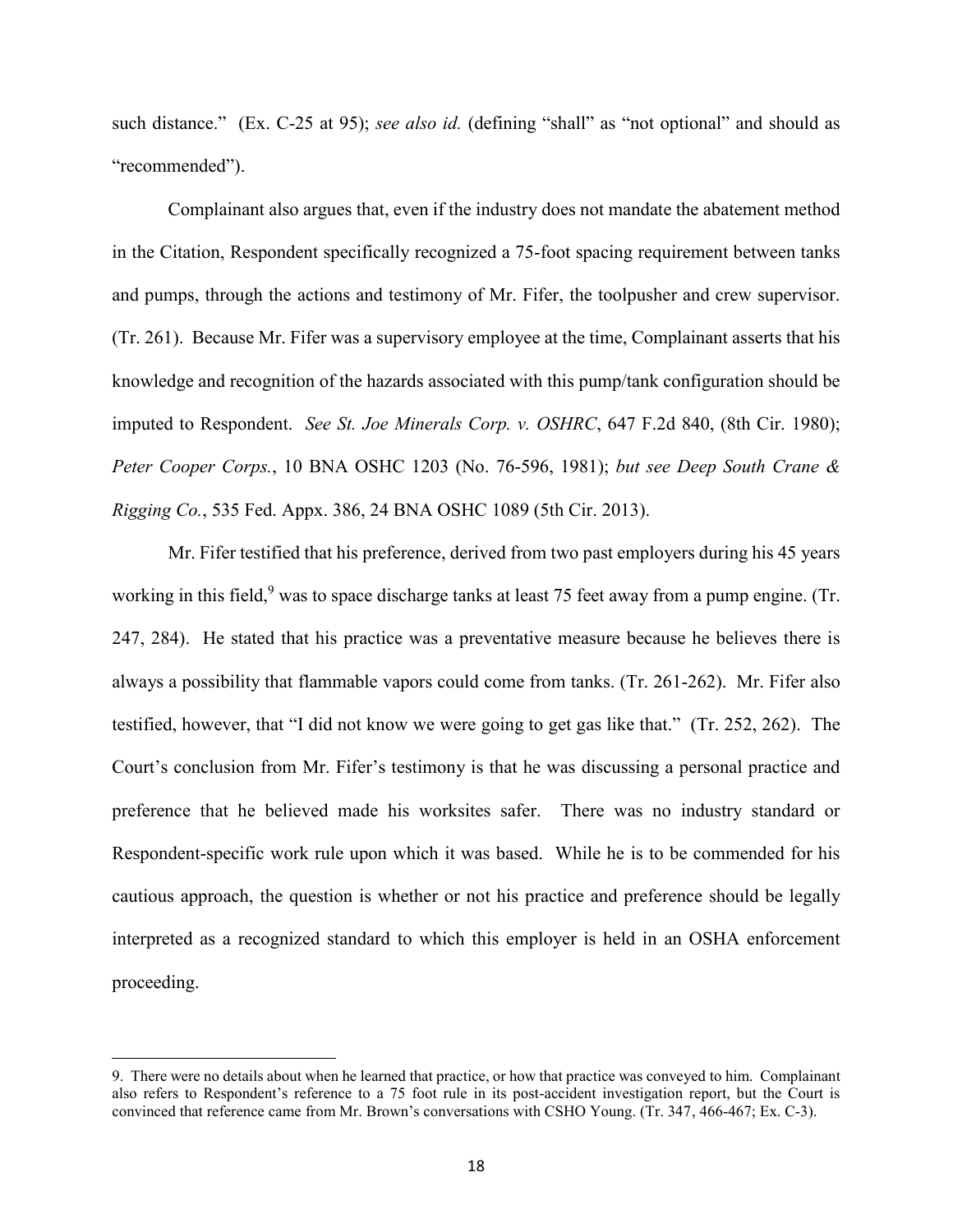such distance." (Ex. C-25 at 95); *see also id.* (defining "shall" as "not optional" and should as "recommended").

Complainant also argues that, even if the industry does not mandate the abatement method in the Citation, Respondent specifically recognized a 75-foot spacing requirement between tanks and pumps, through the actions and testimony of Mr. Fifer, the toolpusher and crew supervisor. (Tr. 261). Because Mr. Fifer was a supervisory employee at the time, Complainant asserts that his knowledge and recognition of the hazards associated with this pump/tank configuration should be imputed to Respondent. *See St. Joe Minerals Corp. v. OSHRC*, 647 F.2d 840, (8th Cir. 1980); *Peter Cooper Corps.*, 10 BNA OSHC 1203 (No. 76-596, 1981); *but see Deep South Crane & Rigging Co.*, 535 Fed. Appx. 386, 24 BNA OSHC 1089 (5th Cir. 2013).

Mr. Fifer testified that his preference, derived from two past employers during his 45 years working in this field,[9] was to space discharge tanks at least 75 feet away from a pump engine. (Tr. 247, 284). He stated that his practice was a preventative measure because he believes there is always a possibility that flammable vapors could come from tanks. (Tr. 261-262). Mr. Fifer also testified, however, that "I did not know we were going to get gas like that." (Tr. 252, 262). The Court's conclusion from Mr. Fifer's testimony is that he was discussing a personal practice and preference that he believed made his worksites safer. There was no industry standard or Respondent-specific work rule upon which it was based. While he is to be commended for his cautious approach, the question is whether or not his practice and preference should be legally interpreted as a recognized standard to which this employer is held in an OSHA enforcement proceeding.

---

9. There were no details about when he learned that practice, or how that practice was conveyed to him. Complainant also refers to Respondent's reference to a 75 foot rule in its post-accident investigation report, but the Court is convinced that reference came from Mr. Brown's conversations with CSHO Young. (Tr. 347, 466-467; Ex. C-3).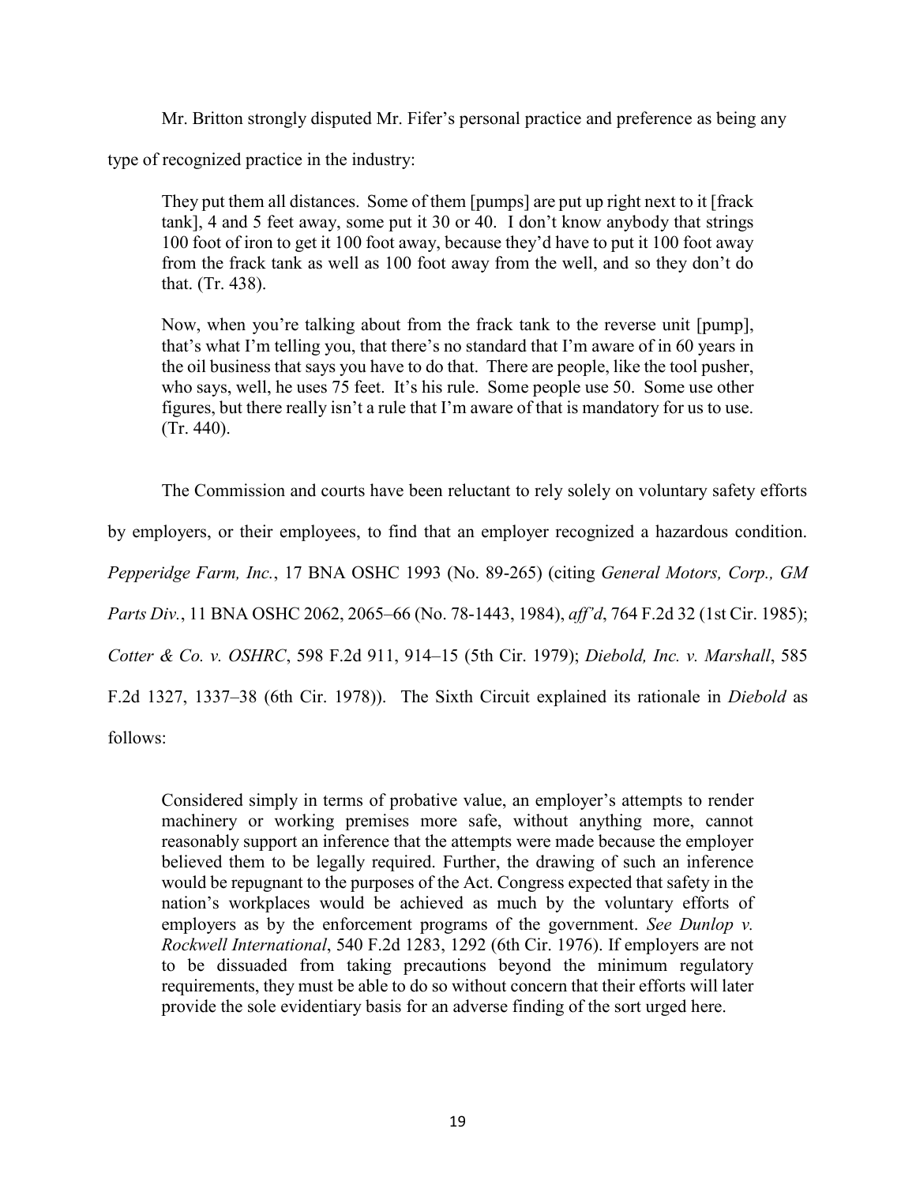Mr. Britton strongly disputed Mr. Fifer's personal practice and preference as being any type of recognized practice in the industry:

> They put them all distances. Some of them [pumps] are put up right next to it [frack tank], 4 and 5 feet away, some put it 30 or 40. I don't know anybody that strings 100 foot of iron to get it 100 foot away, because they'd have to put it 100 foot away from the frack tank as well as 100 foot away from the well, and so they don't do that. (Tr. 438).
>
> Now, when you're talking about from the frack tank to the reverse unit [pump], that's what I'm telling you, that there's no standard that I'm aware of in 60 years in the oil business that says you have to do that. There are people, like the tool pusher, who says, well, he uses 75 feet. It's his rule. Some people use 50. Some use other figures, but there really isn't a rule that I'm aware of that is mandatory for us to use. (Tr. 440).

The Commission and courts have been reluctant to rely solely on voluntary safety efforts by employers, or their employees, to find that an employer recognized a hazardous condition. *Pepperidge Farm, Inc.*, 17 BNA OSHC 1993 (No. 89-265) (citing *General Motors, Corp., GM Parts Div.*, 11 BNA OSHC 2062, 2065–66 (No. 78-1443, 1984), *aff'd*, 764 F.2d 32 (1st Cir. 1985); *Cotter & Co. v. OSHRC*, 598 F.2d 911, 914–15 (5th Cir. 1979); *Diebold, Inc. v. Marshall*, 585 F.2d 1327, 1337–38 (6th Cir. 1978)). The Sixth Circuit explained its rationale in *Diebold* as follows:

> Considered simply in terms of probative value, an employer's attempts to render machinery or working premises more safe, without anything more, cannot reasonably support an inference that the attempts were made because the employer believed them to be legally required. Further, the drawing of such an inference would be repugnant to the purposes of the Act. Congress expected that safety in the nation's workplaces would be achieved as much by the voluntary efforts of employers as by the enforcement programs of the government. *See Dunlop v. Rockwell International*, 540 F.2d 1283, 1292 (6th Cir. 1976). If employers are not to be dissuaded from taking precautions beyond the minimum regulatory requirements, they must be able to do so without concern that their efforts will later provide the sole evidentiary basis for an adverse finding of the sort urged here.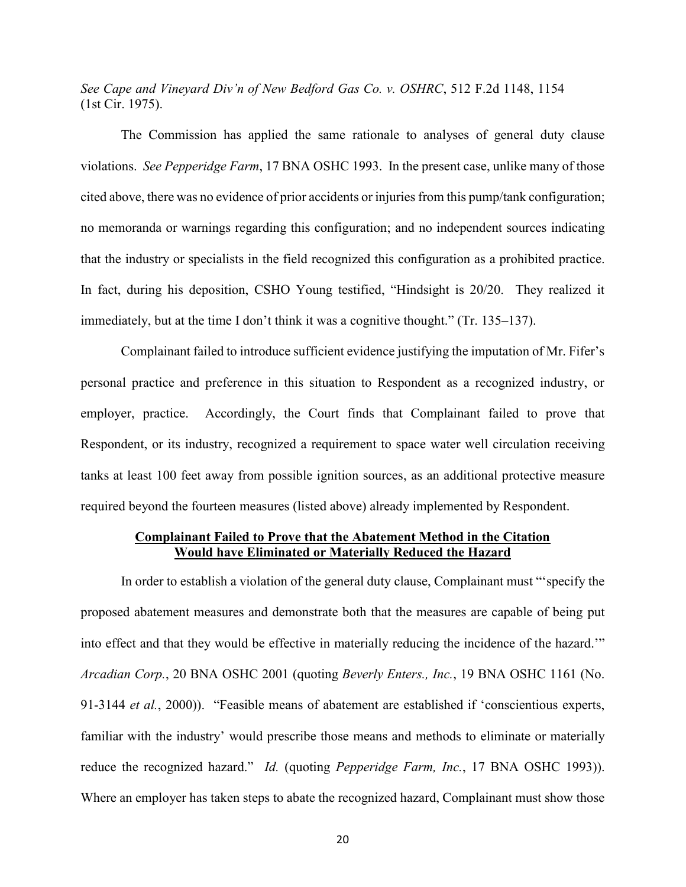*See Cape and Vineyard Div'n of New Bedford Gas Co. v. OSHRC*, 512 F.2d 1148, 1154 (1st Cir. 1975).

The Commission has applied the same rationale to analyses of general duty clause violations. *See Pepperidge Farm*, 17 BNA OSHC 1993. In the present case, unlike many of those cited above, there was no evidence of prior accidents or injuries from this pump/tank configuration; no memoranda or warnings regarding this configuration; and no independent sources indicating that the industry or specialists in the field recognized this configuration as a prohibited practice. In fact, during his deposition, CSHO Young testified, "Hindsight is 20/20. They realized it immediately, but at the time I don't think it was a cognitive thought." (Tr. 135–137).

Complainant failed to introduce sufficient evidence justifying the imputation of Mr. Fifer's personal practice and preference in this situation to Respondent as a recognized industry, or employer, practice. Accordingly, the Court finds that Complainant failed to prove that Respondent, or its industry, recognized a requirement to space water well circulation receiving tanks at least 100 feet away from possible ignition sources, as an additional protective measure required beyond the fourteen measures (listed above) already implemented by Respondent.

**<u>Complainant Failed to Prove that the Abatement Method in the Citation Would have Eliminated or Materially Reduced the Hazard</u>**

In order to establish a violation of the general duty clause, Complainant must "'specify the proposed abatement measures and demonstrate both that the measures are capable of being put into effect and that they would be effective in materially reducing the incidence of the hazard.'" *Arcadian Corp.*, 20 BNA OSHC 2001 (quoting *Beverly Enters., Inc.*, 19 BNA OSHC 1161 (No. 91-3144 *et al.*, 2000)). "Feasible means of abatement are established if 'conscientious experts, familiar with the industry' would prescribe those means and methods to eliminate or materially reduce the recognized hazard." *Id.* (quoting *Pepperidge Farm, Inc.*, 17 BNA OSHC 1993)). Where an employer has taken steps to abate the recognized hazard, Complainant must show those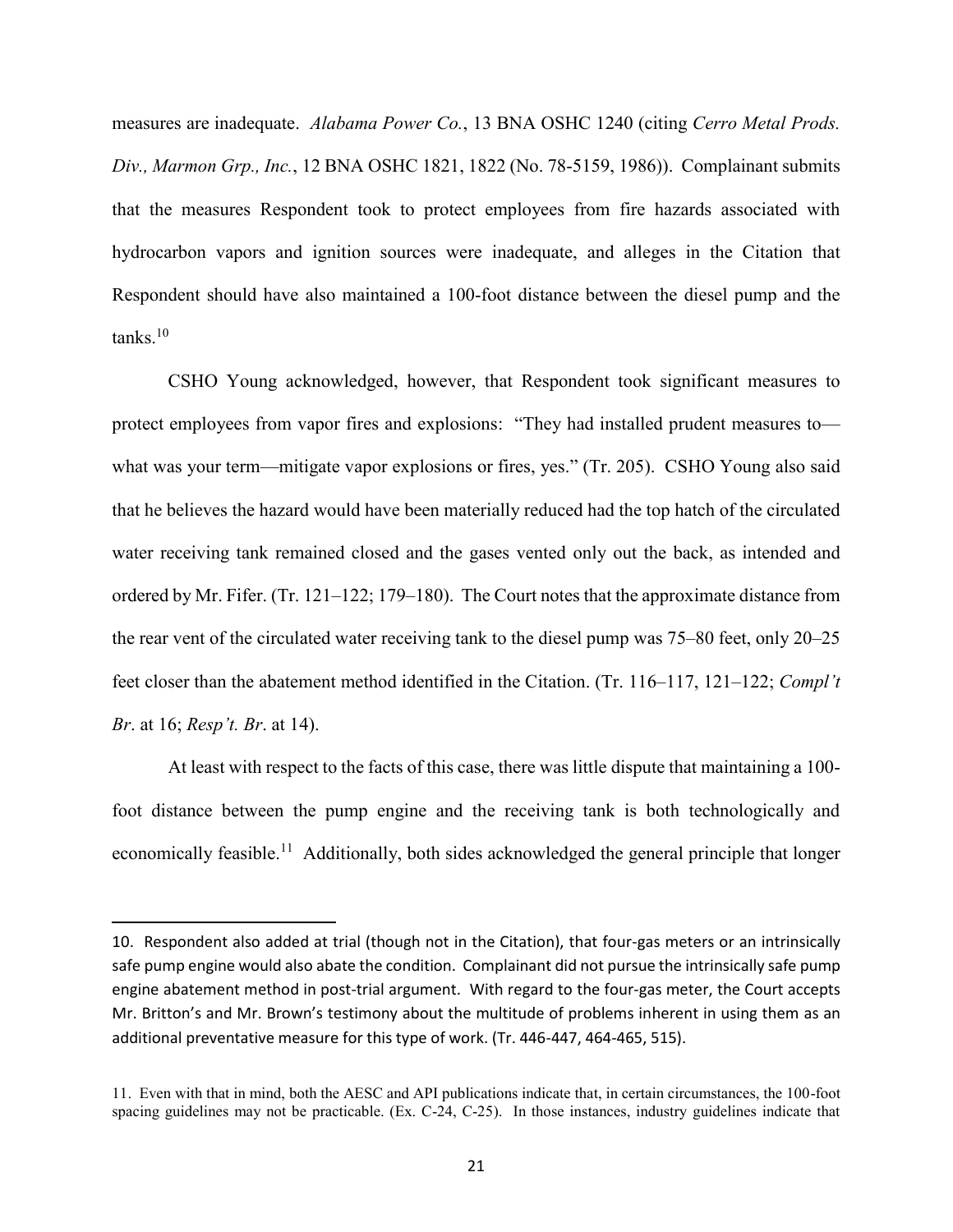measures are inadequate. *Alabama Power Co.*, 13 BNA OSHC 1240 (citing *Cerro Metal Prods. Div., Marmon Grp., Inc.*, 12 BNA OSHC 1821, 1822 (No. 78-5159, 1986)). Complainant submits that the measures Respondent took to protect employees from fire hazards associated with hydrocarbon vapors and ignition sources were inadequate, and alleges in the Citation that Respondent should have also maintained a 100-foot distance between the diesel pump and the tanks.[10]

CSHO Young acknowledged, however, that Respondent took significant measures to protect employees from vapor fires and explosions: "They had installed prudent measures to—what was your term—mitigate vapor explosions or fires, yes." (Tr. 205). CSHO Young also said that he believes the hazard would have been materially reduced had the top hatch of the circulated water receiving tank remained closed and the gases vented only out the back, as intended and ordered by Mr. Fifer. (Tr. 121–122; 179–180). The Court notes that the approximate distance from the rear vent of the circulated water receiving tank to the diesel pump was 75–80 feet, only 20–25 feet closer than the abatement method identified in the Citation. (Tr. 116–117, 121–122; *Compl't Br*. at 16; *Resp't. Br*. at 14).

At least with respect to the facts of this case, there was little dispute that maintaining a 100-foot distance between the pump engine and the receiving tank is both technologically and economically feasible.[11] Additionally, both sides acknowledged the general principle that longer

---

10. Respondent also added at trial (though not in the Citation), that four-gas meters or an intrinsically safe pump engine would also abate the condition. Complainant did not pursue the intrinsically safe pump engine abatement method in post-trial argument. With regard to the four-gas meter, the Court accepts Mr. Britton's and Mr. Brown's testimony about the multitude of problems inherent in using them as an additional preventative measure for this type of work. (Tr. 446-447, 464-465, 515).

11. Even with that in mind, both the AESC and API publications indicate that, in certain circumstances, the 100-foot spacing guidelines may not be practicable. (Ex. C-24, C-25). In those instances, industry guidelines indicate that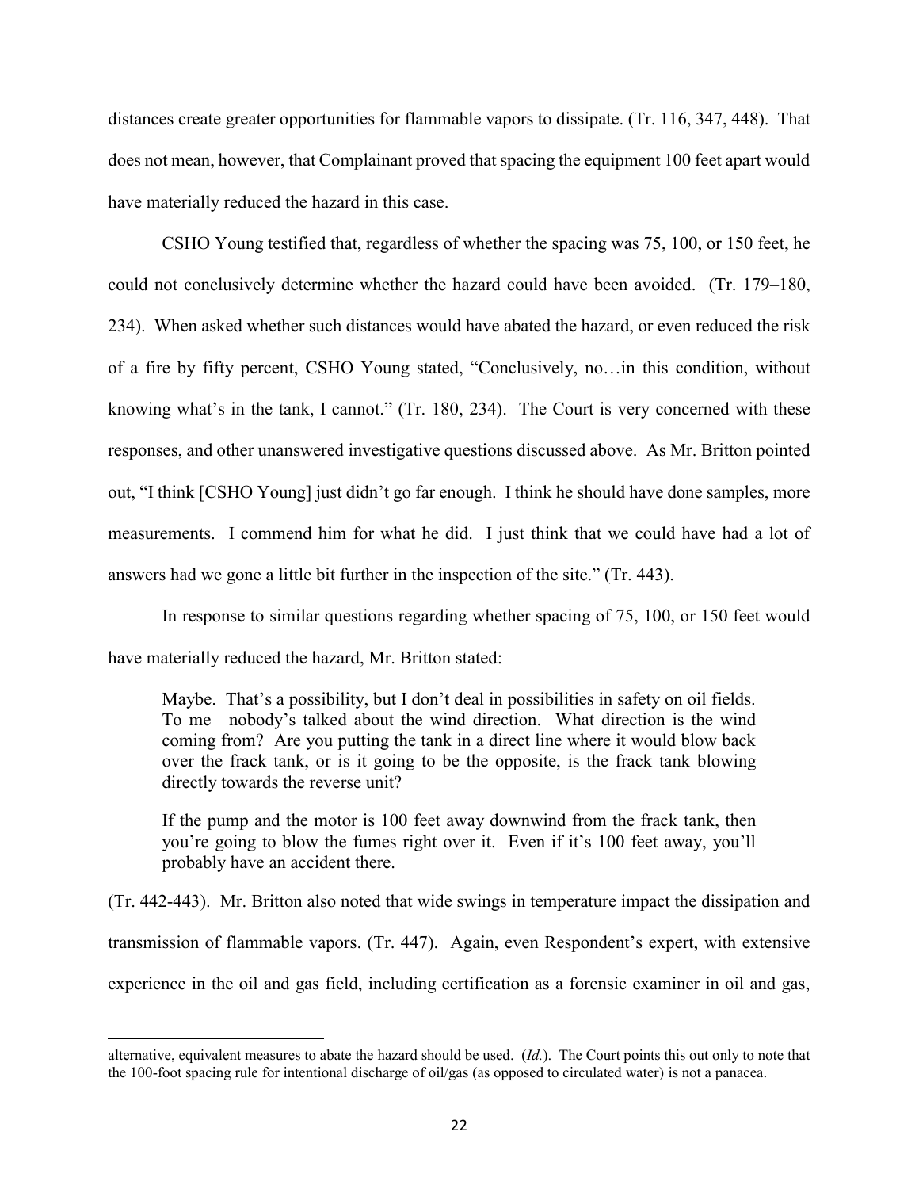distances create greater opportunities for flammable vapors to dissipate. (Tr. 116, 347, 448). That does not mean, however, that Complainant proved that spacing the equipment 100 feet apart would have materially reduced the hazard in this case.

CSHO Young testified that, regardless of whether the spacing was 75, 100, or 150 feet, he could not conclusively determine whether the hazard could have been avoided. (Tr. 179–180, 234). When asked whether such distances would have abated the hazard, or even reduced the risk of a fire by fifty percent, CSHO Young stated, "Conclusively, no…in this condition, without knowing what's in the tank, I cannot." (Tr. 180, 234). The Court is very concerned with these responses, and other unanswered investigative questions discussed above. As Mr. Britton pointed out, "I think [CSHO Young] just didn't go far enough. I think he should have done samples, more measurements. I commend him for what he did. I just think that we could have had a lot of answers had we gone a little bit further in the inspection of the site." (Tr. 443).

In response to similar questions regarding whether spacing of 75, 100, or 150 feet would have materially reduced the hazard, Mr. Britton stated:

> Maybe. That's a possibility, but I don't deal in possibilities in safety on oil fields. To me—nobody's talked about the wind direction. What direction is the wind coming from? Are you putting the tank in a direct line where it would blow back over the frack tank, or is it going to be the opposite, is the frack tank blowing directly towards the reverse unit?
>
> If the pump and the motor is 100 feet away downwind from the frack tank, then you're going to blow the fumes right over it. Even if it's 100 feet away, you'll probably have an accident there.

(Tr. 442-443). Mr. Britton also noted that wide swings in temperature impact the dissipation and transmission of flammable vapors. (Tr. 447). Again, even Respondent's expert, with extensive experience in the oil and gas field, including certification as a forensic examiner in oil and gas,

---

alternative, equivalent measures to abate the hazard should be used. (*Id.*). The Court points this out only to note that the 100-foot spacing rule for intentional discharge of oil/gas (as opposed to circulated water) is not a panacea.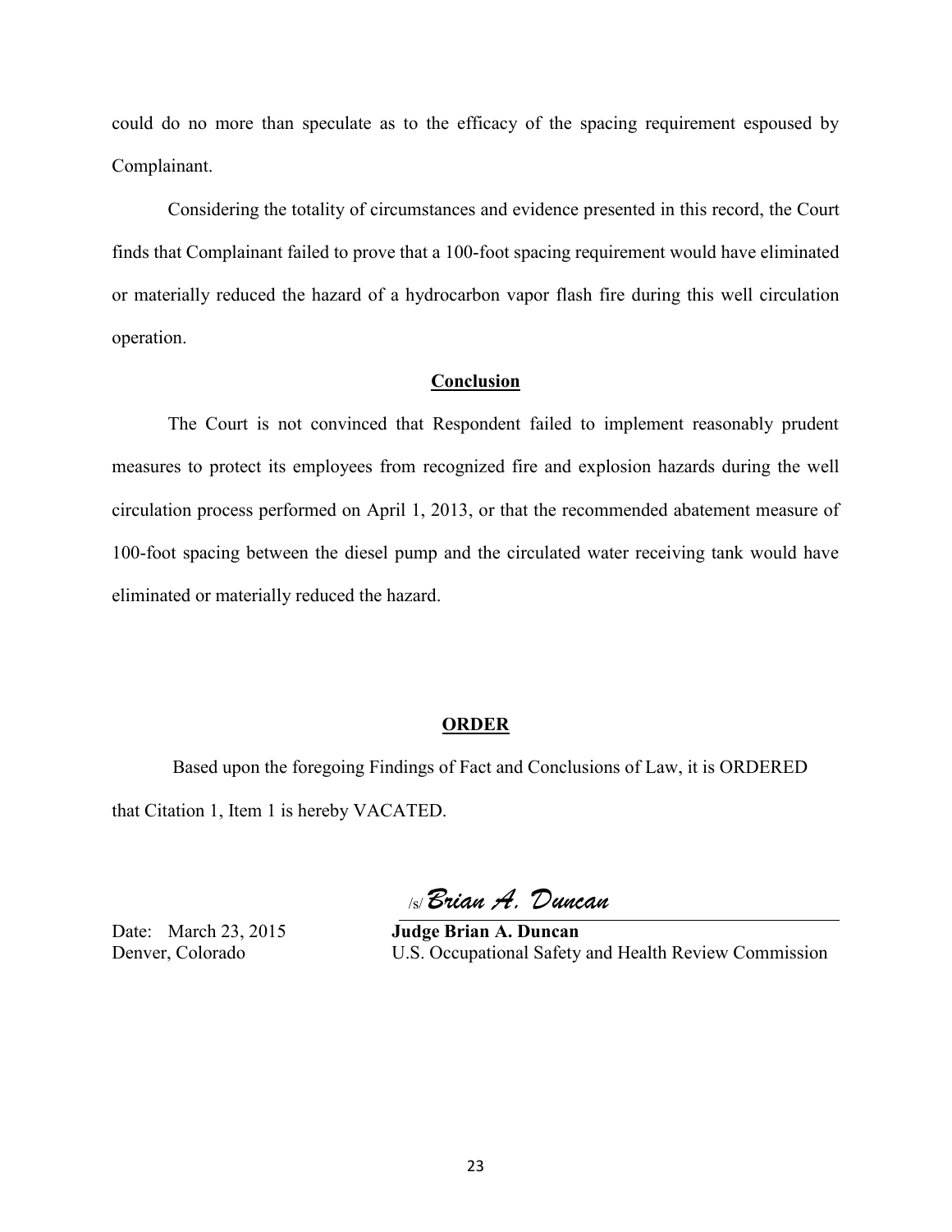could do no more than speculate as to the efficacy of the spacing requirement espoused by Complainant.

Considering the totality of circumstances and evidence presented in this record, the Court finds that Complainant failed to prove that a 100-foot spacing requirement would have eliminated or materially reduced the hazard of a hydrocarbon vapor flash fire during this well circulation operation.

## Conclusion

The Court is not convinced that Respondent failed to implement reasonably prudent measures to protect its employees from recognized fire and explosion hazards during the well circulation process performed on April 1, 2013, or that the recommended abatement measure of 100-foot spacing between the diesel pump and the circulated water receiving tank would have eliminated or materially reduced the hazard.

## ORDER

Based upon the foregoing Findings of Fact and Conclusions of Law, it is ORDERED that Citation 1, Item 1 is hereby VACATED.

/s/ *Brian A. Duncan*

Date: March 23, 2015
Denver, Colorado

**Judge Brian A. Duncan**
U.S. Occupational Safety and Health Review Commission